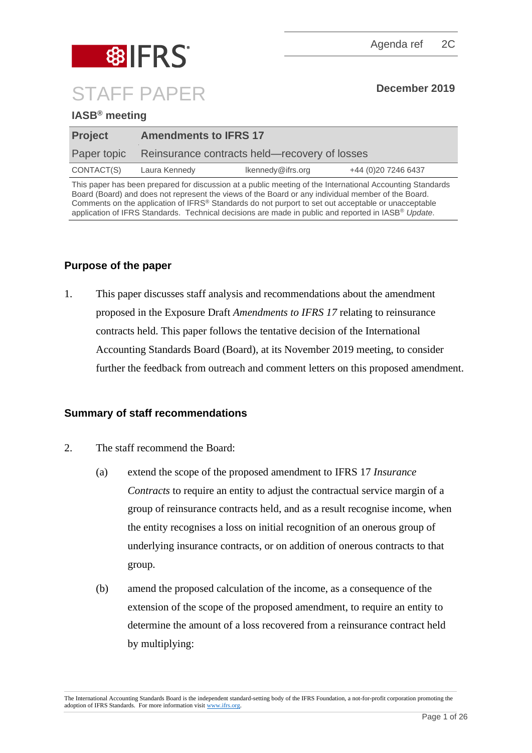![IFRS logo]

Agenda ref 2C

# STAFF PAPER

December 2019

## IASB® meeting

| Project | Amendments to IFRS 17 | |
|---|---|---|
| Paper topic | Reinsurance contracts held—recovery of losses | |
| CONTACT(S) | Laura Kennedy | lkennedy@ifrs.org | +44 (0)20 7246 6437 |

This paper has been prepared for discussion at a public meeting of the International Accounting Standards Board (Board) and does not represent the views of the Board or any individual member of the Board. Comments on the application of IFRS® Standards do not purport to set out acceptable or unacceptable application of IFRS Standards. Technical decisions are made in public and reported in IASB® *Update*.

## Purpose of the paper

1. This paper discusses staff analysis and recommendations about the amendment proposed in the Exposure Draft *Amendments to IFRS 17* relating to reinsurance contracts held. This paper follows the tentative decision of the International Accounting Standards Board (Board), at its November 2019 meeting, to consider further the feedback from outreach and comment letters on this proposed amendment.

## Summary of staff recommendations

2. The staff recommend the Board:
   (a) extend the scope of the proposed amendment to IFRS 17 *Insurance Contracts* to require an entity to adjust the contractual service margin of a group of reinsurance contracts held, and as a result recognise income, when the entity recognises a loss on initial recognition of an onerous group of underlying insurance contracts, or on addition of onerous contracts to that group.
   (b) amend the proposed calculation of the income, as a consequence of the extension of the scope of the proposed amendment, to require an entity to determine the amount of a loss recovered from a reinsurance contract held by multiplying:

The International Accounting Standards Board is the independent standard-setting body of the IFRS Foundation, a not-for-profit corporation promoting the adoption of IFRS Standards. For more information visit www.ifrs.org.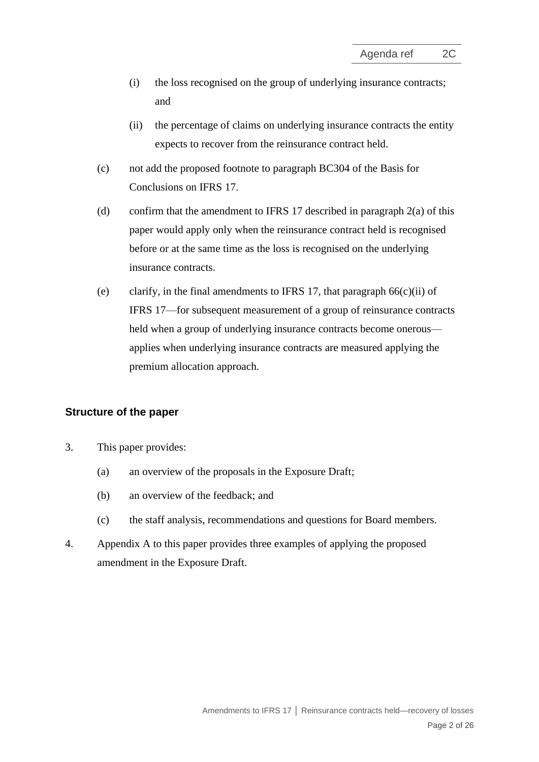(i) the loss recognised on the group of underlying insurance contracts; and

(ii) the percentage of claims on underlying insurance contracts the entity expects to recover from the reinsurance contract held.

(c) not add the proposed footnote to paragraph BC304 of the Basis for Conclusions on IFRS 17.

(d) confirm that the amendment to IFRS 17 described in paragraph 2(a) of this paper would apply only when the reinsurance contract held is recognised before or at the same time as the loss is recognised on the underlying insurance contracts.

(e) clarify, in the final amendments to IFRS 17, that paragraph 66(c)(ii) of IFRS 17—for subsequent measurement of a group of reinsurance contracts held when a group of underlying insurance contracts become onerous—applies when underlying insurance contracts are measured applying the premium allocation approach.

### Structure of the paper

3. This paper provides:

   (a) an overview of the proposals in the Exposure Draft;

   (b) an overview of the feedback; and

   (c) the staff analysis, recommendations and questions for Board members.

4. Appendix A to this paper provides three examples of applying the proposed amendment in the Exposure Draft.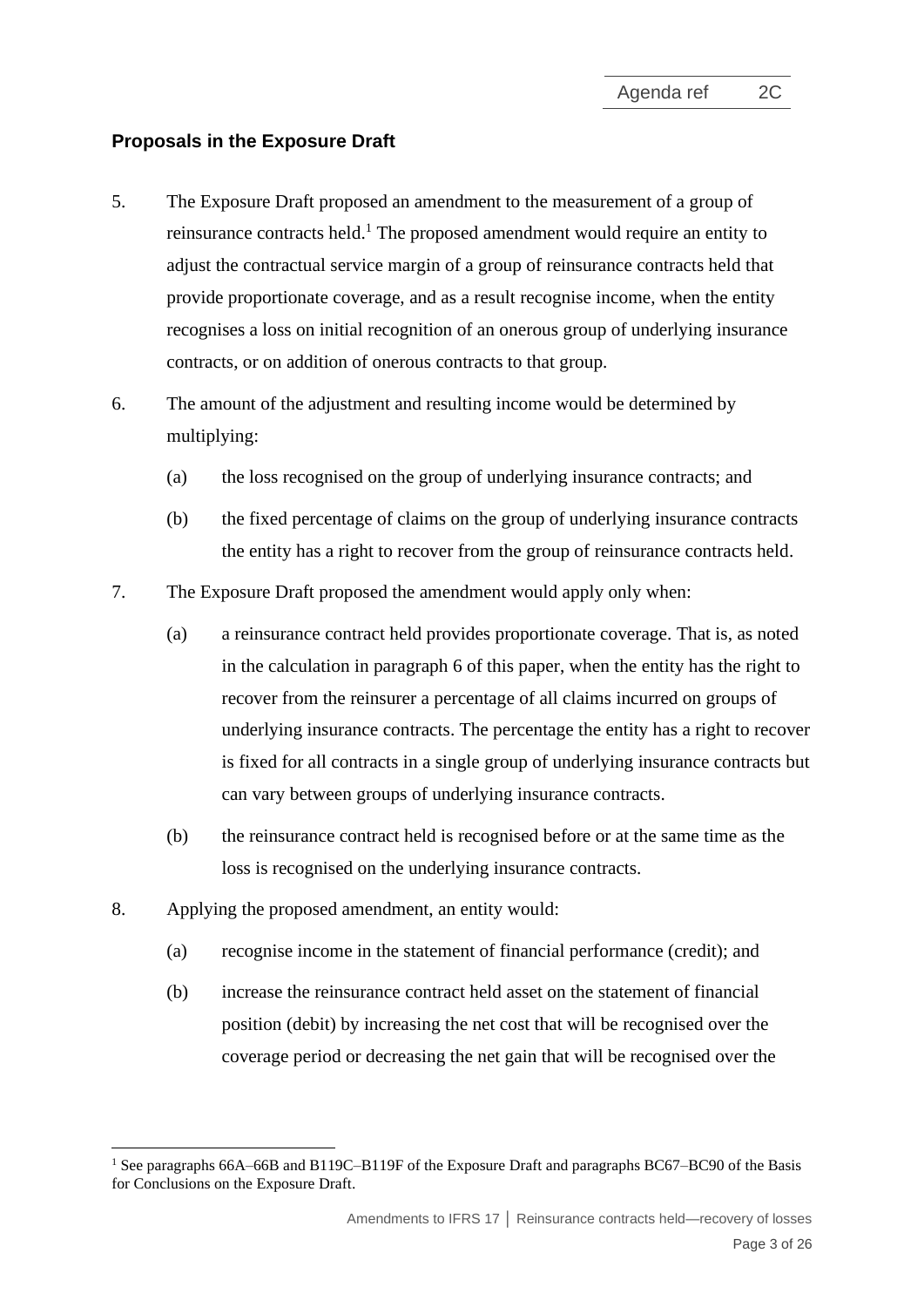## Proposals in the Exposure Draft

5. The Exposure Draft proposed an amendment to the measurement of a group of reinsurance contracts held.[1] The proposed amendment would require an entity to adjust the contractual service margin of a group of reinsurance contracts held that provide proportionate coverage, and as a result recognise income, when the entity recognises a loss on initial recognition of an onerous group of underlying insurance contracts, or on addition of onerous contracts to that group.

6. The amount of the adjustment and resulting income would be determined by multiplying:
   (a) the loss recognised on the group of underlying insurance contracts; and
   (b) the fixed percentage of claims on the group of underlying insurance contracts the entity has a right to recover from the group of reinsurance contracts held.

7. The Exposure Draft proposed the amendment would apply only when:
   (a) a reinsurance contract held provides proportionate coverage. That is, as noted in the calculation in paragraph 6 of this paper, when the entity has the right to recover from the reinsurer a percentage of all claims incurred on groups of underlying insurance contracts. The percentage the entity has a right to recover is fixed for all contracts in a single group of underlying insurance contracts but can vary between groups of underlying insurance contracts.
   (b) the reinsurance contract held is recognised before or at the same time as the loss is recognised on the underlying insurance contracts.

8. Applying the proposed amendment, an entity would:
   (a) recognise income in the statement of financial performance (credit); and
   (b) increase the reinsurance contract held asset on the statement of financial position (debit) by increasing the net cost that will be recognised over the coverage period or decreasing the net gain that will be recognised over the

[1] See paragraphs 66A–66B and B119C–B119F of the Exposure Draft and paragraphs BC67–BC90 of the Basis for Conclusions on the Exposure Draft.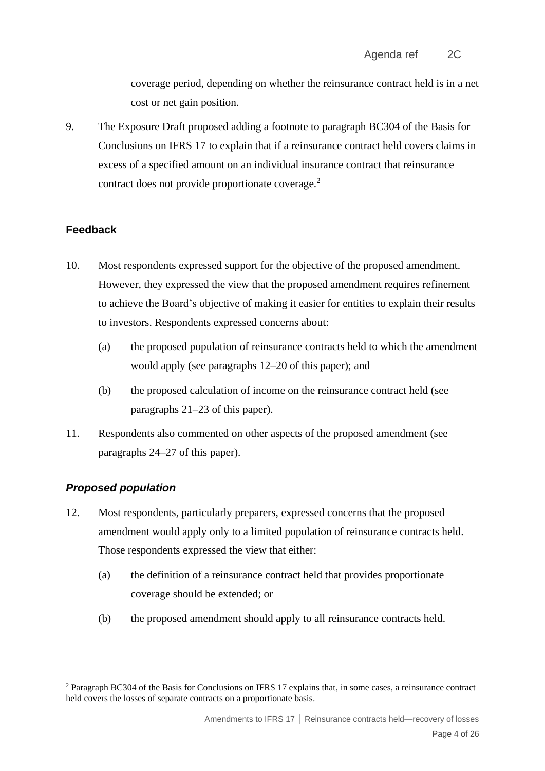coverage period, depending on whether the reinsurance contract held is in a net cost or net gain position.

9. The Exposure Draft proposed adding a footnote to paragraph BC304 of the Basis for Conclusions on IFRS 17 to explain that if a reinsurance contract held covers claims in excess of a specified amount on an individual insurance contract that reinsurance contract does not provide proportionate coverage.[2]

## Feedback

10. Most respondents expressed support for the objective of the proposed amendment. However, they expressed the view that the proposed amendment requires refinement to achieve the Board's objective of making it easier for entities to explain their results to investors. Respondents expressed concerns about:

    (a) the proposed population of reinsurance contracts held to which the amendment would apply (see paragraphs 12–20 of this paper); and

    (b) the proposed calculation of income on the reinsurance contract held (see paragraphs 21–23 of this paper).

11. Respondents also commented on other aspects of the proposed amendment (see paragraphs 24–27 of this paper).

### *Proposed population*

12. Most respondents, particularly preparers, expressed concerns that the proposed amendment would apply only to a limited population of reinsurance contracts held. Those respondents expressed the view that either:

    (a) the definition of a reinsurance contract held that provides proportionate coverage should be extended; or

    (b) the proposed amendment should apply to all reinsurance contracts held.

[2] Paragraph BC304 of the Basis for Conclusions on IFRS 17 explains that, in some cases, a reinsurance contract held covers the losses of separate contracts on a proportionate basis.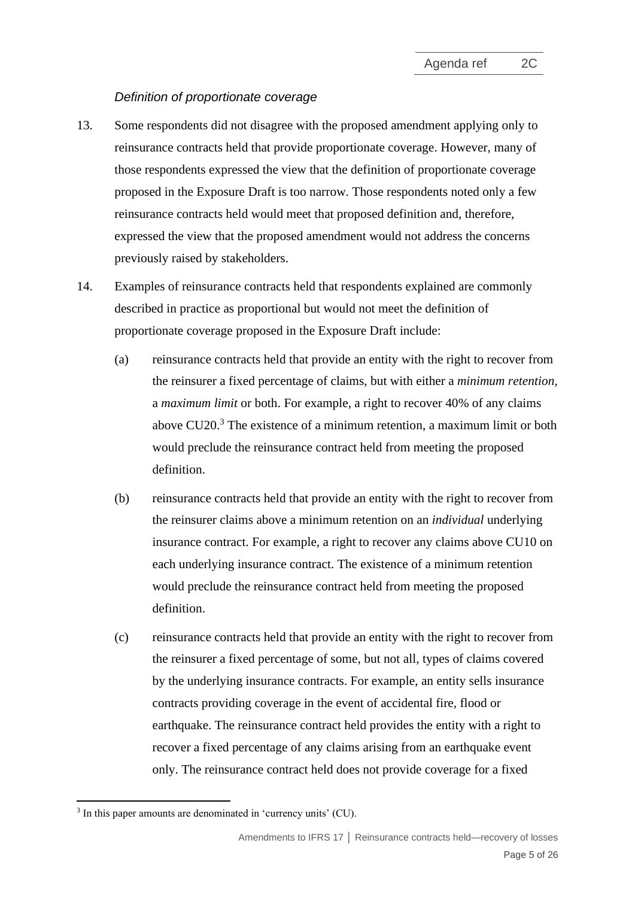*Definition of proportionate coverage*

13. Some respondents did not disagree with the proposed amendment applying only to reinsurance contracts held that provide proportionate coverage. However, many of those respondents expressed the view that the definition of proportionate coverage proposed in the Exposure Draft is too narrow. Those respondents noted only a few reinsurance contracts held would meet that proposed definition and, therefore, expressed the view that the proposed amendment would not address the concerns previously raised by stakeholders.

14. Examples of reinsurance contracts held that respondents explained are commonly described in practice as proportional but would not meet the definition of proportionate coverage proposed in the Exposure Draft include:

    (a) reinsurance contracts held that provide an entity with the right to recover from the reinsurer a fixed percentage of claims, but with either a *minimum retention*, a *maximum limit* or both. For example, a right to recover 40% of any claims above CU20.[3] The existence of a minimum retention, a maximum limit or both would preclude the reinsurance contract held from meeting the proposed definition.

    (b) reinsurance contracts held that provide an entity with the right to recover from the reinsurer claims above a minimum retention on an *individual* underlying insurance contract. For example, a right to recover any claims above CU10 on each underlying insurance contract. The existence of a minimum retention would preclude the reinsurance contract held from meeting the proposed definition.

    (c) reinsurance contracts held that provide an entity with the right to recover from the reinsurer a fixed percentage of some, but not all, types of claims covered by the underlying insurance contracts. For example, an entity sells insurance contracts providing coverage in the event of accidental fire, flood or earthquake. The reinsurance contract held provides the entity with a right to recover a fixed percentage of any claims arising from an earthquake event only. The reinsurance contract held does not provide coverage for a fixed

[3] In this paper amounts are denominated in 'currency units' (CU).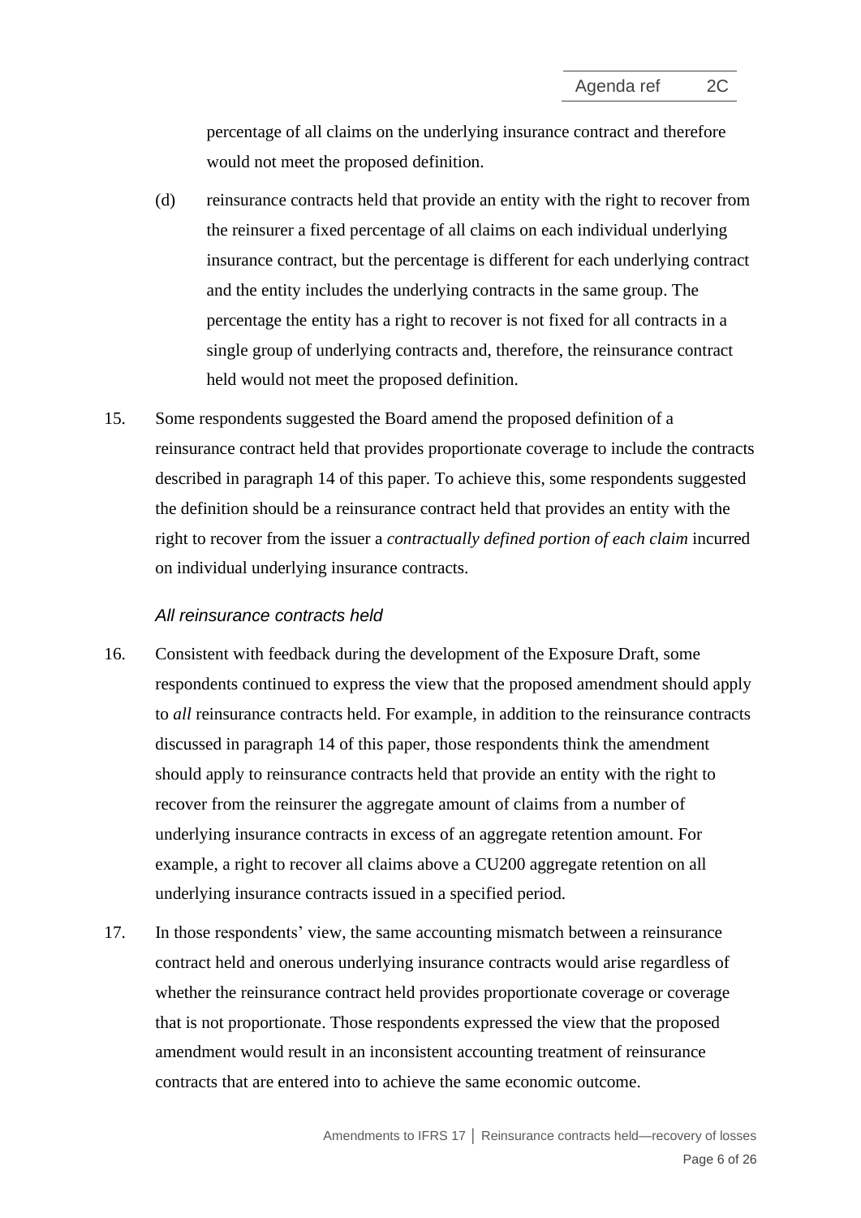percentage of all claims on the underlying insurance contract and therefore would not meet the proposed definition.

(d) reinsurance contracts held that provide an entity with the right to recover from the reinsurer a fixed percentage of all claims on each individual underlying insurance contract, but the percentage is different for each underlying contract and the entity includes the underlying contracts in the same group. The percentage the entity has a right to recover is not fixed for all contracts in a single group of underlying contracts and, therefore, the reinsurance contract held would not meet the proposed definition.

15. Some respondents suggested the Board amend the proposed definition of a reinsurance contract held that provides proportionate coverage to include the contracts described in paragraph 14 of this paper. To achieve this, some respondents suggested the definition should be a reinsurance contract held that provides an entity with the right to recover from the issuer a *contractually defined portion of each claim* incurred on individual underlying insurance contracts.

### *All reinsurance contracts held*

16. Consistent with feedback during the development of the Exposure Draft, some respondents continued to express the view that the proposed amendment should apply to *all* reinsurance contracts held. For example, in addition to the reinsurance contracts discussed in paragraph 14 of this paper, those respondents think the amendment should apply to reinsurance contracts held that provide an entity with the right to recover from the reinsurer the aggregate amount of claims from a number of underlying insurance contracts in excess of an aggregate retention amount. For example, a right to recover all claims above a CU200 aggregate retention on all underlying insurance contracts issued in a specified period.

17. In those respondents' view, the same accounting mismatch between a reinsurance contract held and onerous underlying insurance contracts would arise regardless of whether the reinsurance contract held provides proportionate coverage or coverage that is not proportionate. Those respondents expressed the view that the proposed amendment would result in an inconsistent accounting treatment of reinsurance contracts that are entered into to achieve the same economic outcome.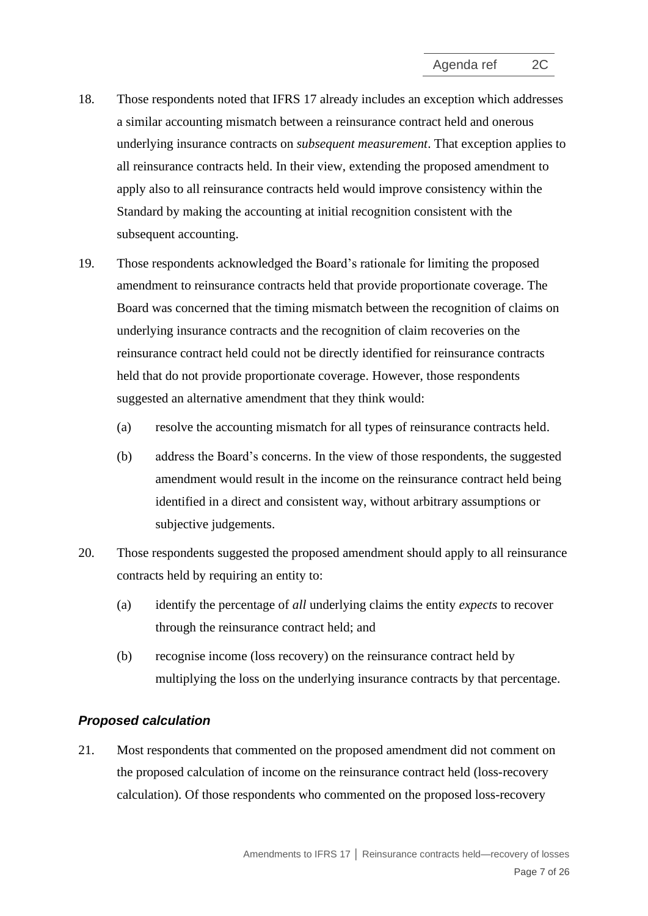18. Those respondents noted that IFRS 17 already includes an exception which addresses a similar accounting mismatch between a reinsurance contract held and onerous underlying insurance contracts on *subsequent measurement*. That exception applies to all reinsurance contracts held. In their view, extending the proposed amendment to apply also to all reinsurance contracts held would improve consistency within the Standard by making the accounting at initial recognition consistent with the subsequent accounting.

19. Those respondents acknowledged the Board's rationale for limiting the proposed amendment to reinsurance contracts held that provide proportionate coverage. The Board was concerned that the timing mismatch between the recognition of claims on underlying insurance contracts and the recognition of claim recoveries on the reinsurance contract held could not be directly identified for reinsurance contracts held that do not provide proportionate coverage. However, those respondents suggested an alternative amendment that they think would:

    (a) resolve the accounting mismatch for all types of reinsurance contracts held.

    (b) address the Board's concerns. In the view of those respondents, the suggested amendment would result in the income on the reinsurance contract held being identified in a direct and consistent way, without arbitrary assumptions or subjective judgements.

20. Those respondents suggested the proposed amendment should apply to all reinsurance contracts held by requiring an entity to:

    (a) identify the percentage of *all* underlying claims the entity *expects* to recover through the reinsurance contract held; and

    (b) recognise income (loss recovery) on the reinsurance contract held by multiplying the loss on the underlying insurance contracts by that percentage.

### *Proposed calculation*

21. Most respondents that commented on the proposed amendment did not comment on the proposed calculation of income on the reinsurance contract held (loss-recovery calculation). Of those respondents who commented on the proposed loss-recovery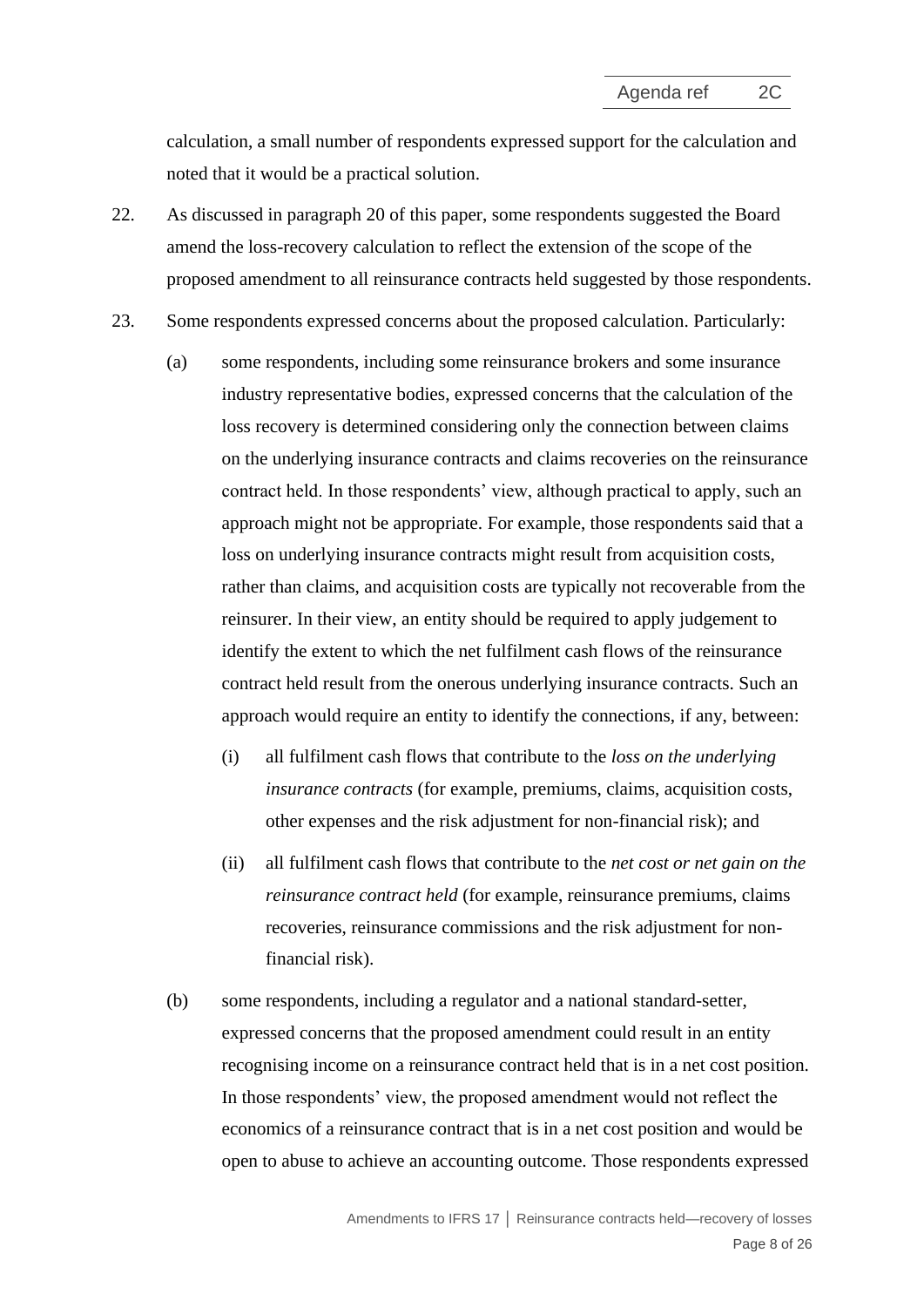calculation, a small number of respondents expressed support for the calculation and noted that it would be a practical solution.

22. As discussed in paragraph 20 of this paper, some respondents suggested the Board amend the loss-recovery calculation to reflect the extension of the scope of the proposed amendment to all reinsurance contracts held suggested by those respondents.

23. Some respondents expressed concerns about the proposed calculation. Particularly:

    (a) some respondents, including some reinsurance brokers and some insurance industry representative bodies, expressed concerns that the calculation of the loss recovery is determined considering only the connection between claims on the underlying insurance contracts and claims recoveries on the reinsurance contract held. In those respondents' view, although practical to apply, such an approach might not be appropriate. For example, those respondents said that a loss on underlying insurance contracts might result from acquisition costs, rather than claims, and acquisition costs are typically not recoverable from the reinsurer. In their view, an entity should be required to apply judgement to identify the extent to which the net fulfilment cash flows of the reinsurance contract held result from the onerous underlying insurance contracts. Such an approach would require an entity to identify the connections, if any, between:

        (i) all fulfilment cash flows that contribute to the *loss on the underlying insurance contracts* (for example, premiums, claims, acquisition costs, other expenses and the risk adjustment for non-financial risk); and

        (ii) all fulfilment cash flows that contribute to the *net cost or net gain on the reinsurance contract held* (for example, reinsurance premiums, claims recoveries, reinsurance commissions and the risk adjustment for non-financial risk).

    (b) some respondents, including a regulator and a national standard-setter, expressed concerns that the proposed amendment could result in an entity recognising income on a reinsurance contract held that is in a net cost position. In those respondents' view, the proposed amendment would not reflect the economics of a reinsurance contract that is in a net cost position and would be open to abuse to achieve an accounting outcome. Those respondents expressed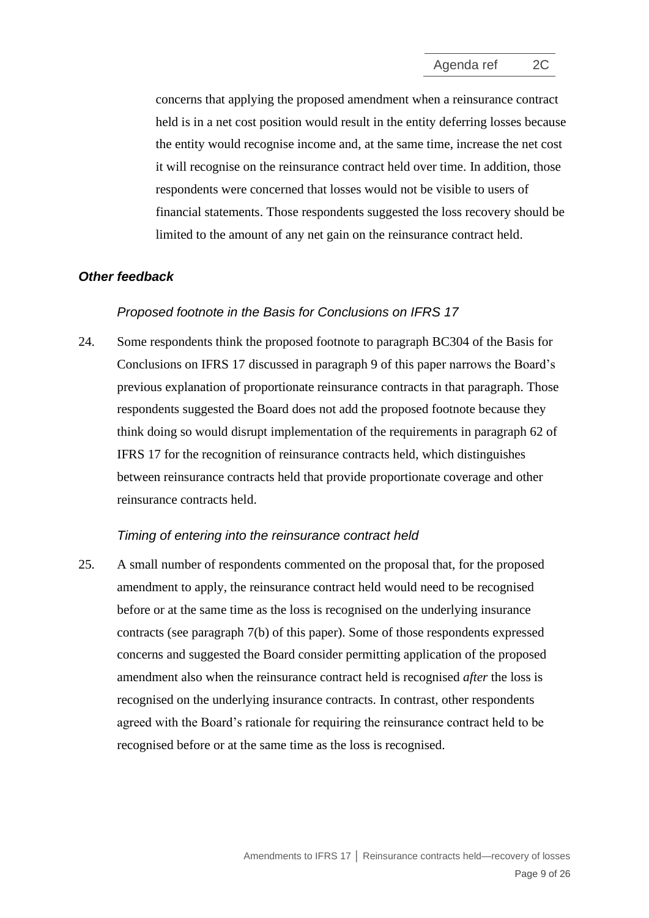concerns that applying the proposed amendment when a reinsurance contract held is in a net cost position would result in the entity deferring losses because the entity would recognise income and, at the same time, increase the net cost it will recognise on the reinsurance contract held over time. In addition, those respondents were concerned that losses would not be visible to users of financial statements. Those respondents suggested the loss recovery should be limited to the amount of any net gain on the reinsurance contract held.

### *Other feedback*

#### *Proposed footnote in the Basis for Conclusions on IFRS 17*

24. Some respondents think the proposed footnote to paragraph BC304 of the Basis for Conclusions on IFRS 17 discussed in paragraph 9 of this paper narrows the Board's previous explanation of proportionate reinsurance contracts in that paragraph. Those respondents suggested the Board does not add the proposed footnote because they think doing so would disrupt implementation of the requirements in paragraph 62 of IFRS 17 for the recognition of reinsurance contracts held, which distinguishes between reinsurance contracts held that provide proportionate coverage and other reinsurance contracts held.

#### *Timing of entering into the reinsurance contract held*

25. A small number of respondents commented on the proposal that, for the proposed amendment to apply, the reinsurance contract held would need to be recognised before or at the same time as the loss is recognised on the underlying insurance contracts (see paragraph 7(b) of this paper). Some of those respondents expressed concerns and suggested the Board consider permitting application of the proposed amendment also when the reinsurance contract held is recognised *after* the loss is recognised on the underlying insurance contracts. In contrast, other respondents agreed with the Board's rationale for requiring the reinsurance contract held to be recognised before or at the same time as the loss is recognised.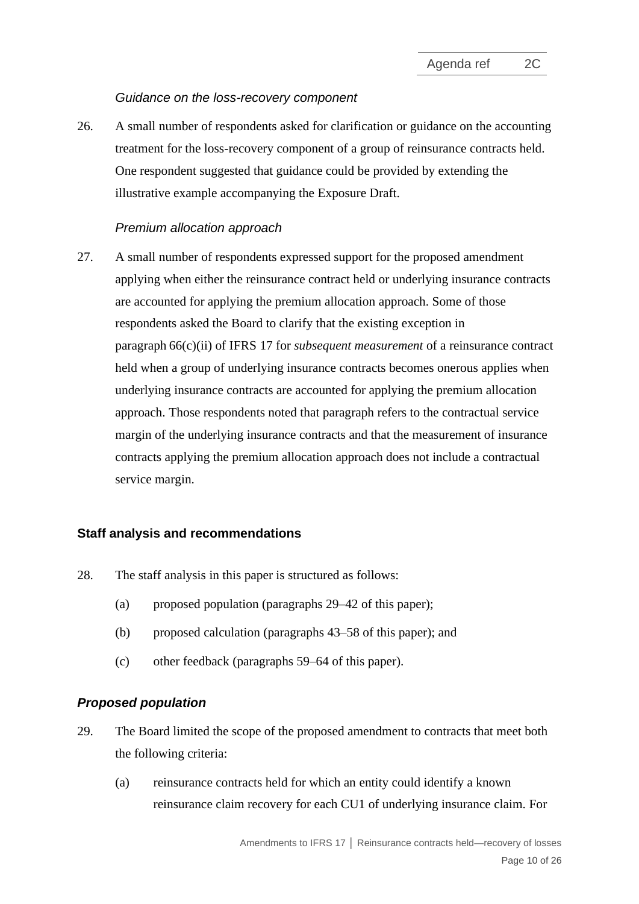*Guidance on the loss-recovery component*

26. A small number of respondents asked for clarification or guidance on the accounting treatment for the loss-recovery component of a group of reinsurance contracts held. One respondent suggested that guidance could be provided by extending the illustrative example accompanying the Exposure Draft.

*Premium allocation approach*

27. A small number of respondents expressed support for the proposed amendment applying when either the reinsurance contract held or underlying insurance contracts are accounted for applying the premium allocation approach. Some of those respondents asked the Board to clarify that the existing exception in paragraph 66(c)(ii) of IFRS 17 for *subsequent measurement* of a reinsurance contract held when a group of underlying insurance contracts becomes onerous applies when underlying insurance contracts are accounted for applying the premium allocation approach. Those respondents noted that paragraph refers to the contractual service margin of the underlying insurance contracts and that the measurement of insurance contracts applying the premium allocation approach does not include a contractual service margin.

## Staff analysis and recommendations

28. The staff analysis in this paper is structured as follows:

    (a) proposed population (paragraphs 29–42 of this paper);

    (b) proposed calculation (paragraphs 43–58 of this paper); and

    (c) other feedback (paragraphs 59–64 of this paper).

### *Proposed population*

29. The Board limited the scope of the proposed amendment to contracts that meet both the following criteria:

    (a) reinsurance contracts held for which an entity could identify a known reinsurance claim recovery for each CU1 of underlying insurance claim. For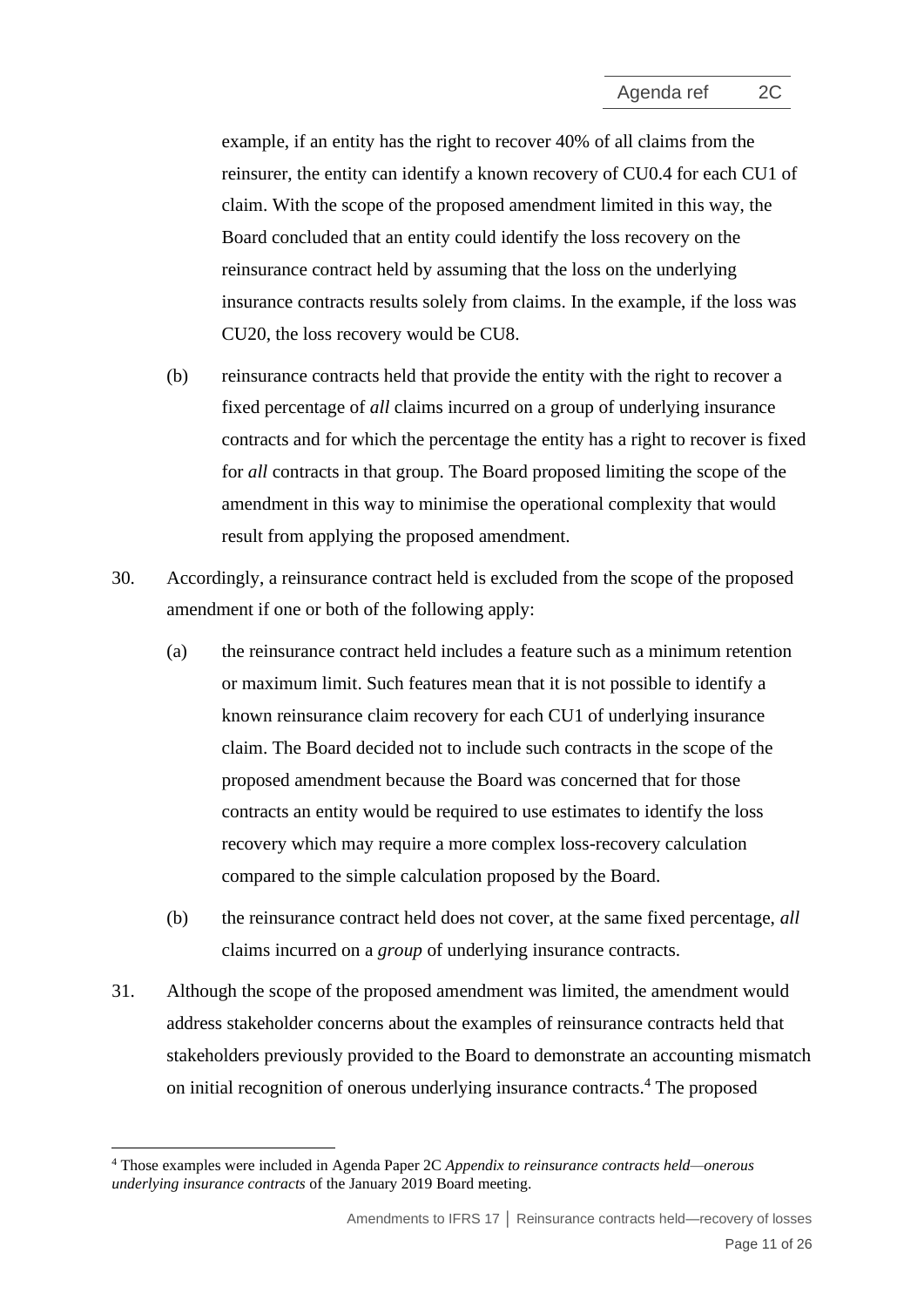example, if an entity has the right to recover 40% of all claims from the reinsurer, the entity can identify a known recovery of CU0.4 for each CU1 of claim. With the scope of the proposed amendment limited in this way, the Board concluded that an entity could identify the loss recovery on the reinsurance contract held by assuming that the loss on the underlying insurance contracts results solely from claims. In the example, if the loss was CU20, the loss recovery would be CU8.

(b) reinsurance contracts held that provide the entity with the right to recover a fixed percentage of *all* claims incurred on a group of underlying insurance contracts and for which the percentage the entity has a right to recover is fixed for *all* contracts in that group. The Board proposed limiting the scope of the amendment in this way to minimise the operational complexity that would result from applying the proposed amendment.

30. Accordingly, a reinsurance contract held is excluded from the scope of the proposed amendment if one or both of the following apply:

    (a) the reinsurance contract held includes a feature such as a minimum retention or maximum limit. Such features mean that it is not possible to identify a known reinsurance claim recovery for each CU1 of underlying insurance claim. The Board decided not to include such contracts in the scope of the proposed amendment because the Board was concerned that for those contracts an entity would be required to use estimates to identify the loss recovery which may require a more complex loss-recovery calculation compared to the simple calculation proposed by the Board.

    (b) the reinsurance contract held does not cover, at the same fixed percentage, *all* claims incurred on a *group* of underlying insurance contracts.

31. Although the scope of the proposed amendment was limited, the amendment would address stakeholder concerns about the examples of reinsurance contracts held that stakeholders previously provided to the Board to demonstrate an accounting mismatch on initial recognition of onerous underlying insurance contracts.[4] The proposed

[4] Those examples were included in Agenda Paper 2C *Appendix to reinsurance contracts held—onerous underlying insurance contracts* of the January 2019 Board meeting.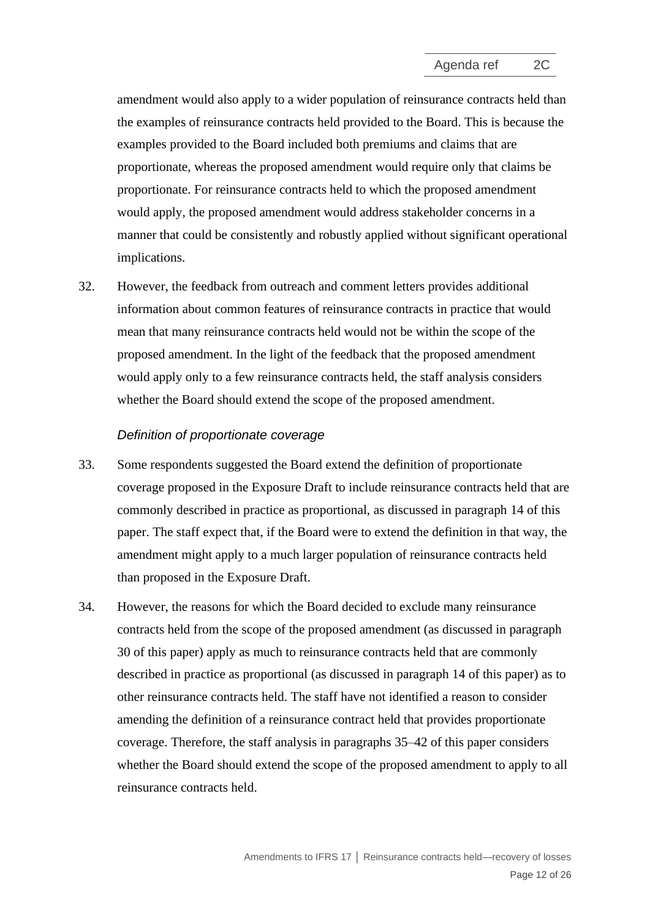amendment would also apply to a wider population of reinsurance contracts held than the examples of reinsurance contracts held provided to the Board. This is because the examples provided to the Board included both premiums and claims that are proportionate, whereas the proposed amendment would require only that claims be proportionate. For reinsurance contracts held to which the proposed amendment would apply, the proposed amendment would address stakeholder concerns in a manner that could be consistently and robustly applied without significant operational implications.

32. However, the feedback from outreach and comment letters provides additional information about common features of reinsurance contracts in practice that would mean that many reinsurance contracts held would not be within the scope of the proposed amendment. In the light of the feedback that the proposed amendment would apply only to a few reinsurance contracts held, the staff analysis considers whether the Board should extend the scope of the proposed amendment.

### *Definition of proportionate coverage*

33. Some respondents suggested the Board extend the definition of proportionate coverage proposed in the Exposure Draft to include reinsurance contracts held that are commonly described in practice as proportional, as discussed in paragraph 14 of this paper. The staff expect that, if the Board were to extend the definition in that way, the amendment might apply to a much larger population of reinsurance contracts held than proposed in the Exposure Draft.

34. However, the reasons for which the Board decided to exclude many reinsurance contracts held from the scope of the proposed amendment (as discussed in paragraph 30 of this paper) apply as much to reinsurance contracts held that are commonly described in practice as proportional (as discussed in paragraph 14 of this paper) as to other reinsurance contracts held. The staff have not identified a reason to consider amending the definition of a reinsurance contract held that provides proportionate coverage. Therefore, the staff analysis in paragraphs 35–42 of this paper considers whether the Board should extend the scope of the proposed amendment to apply to all reinsurance contracts held.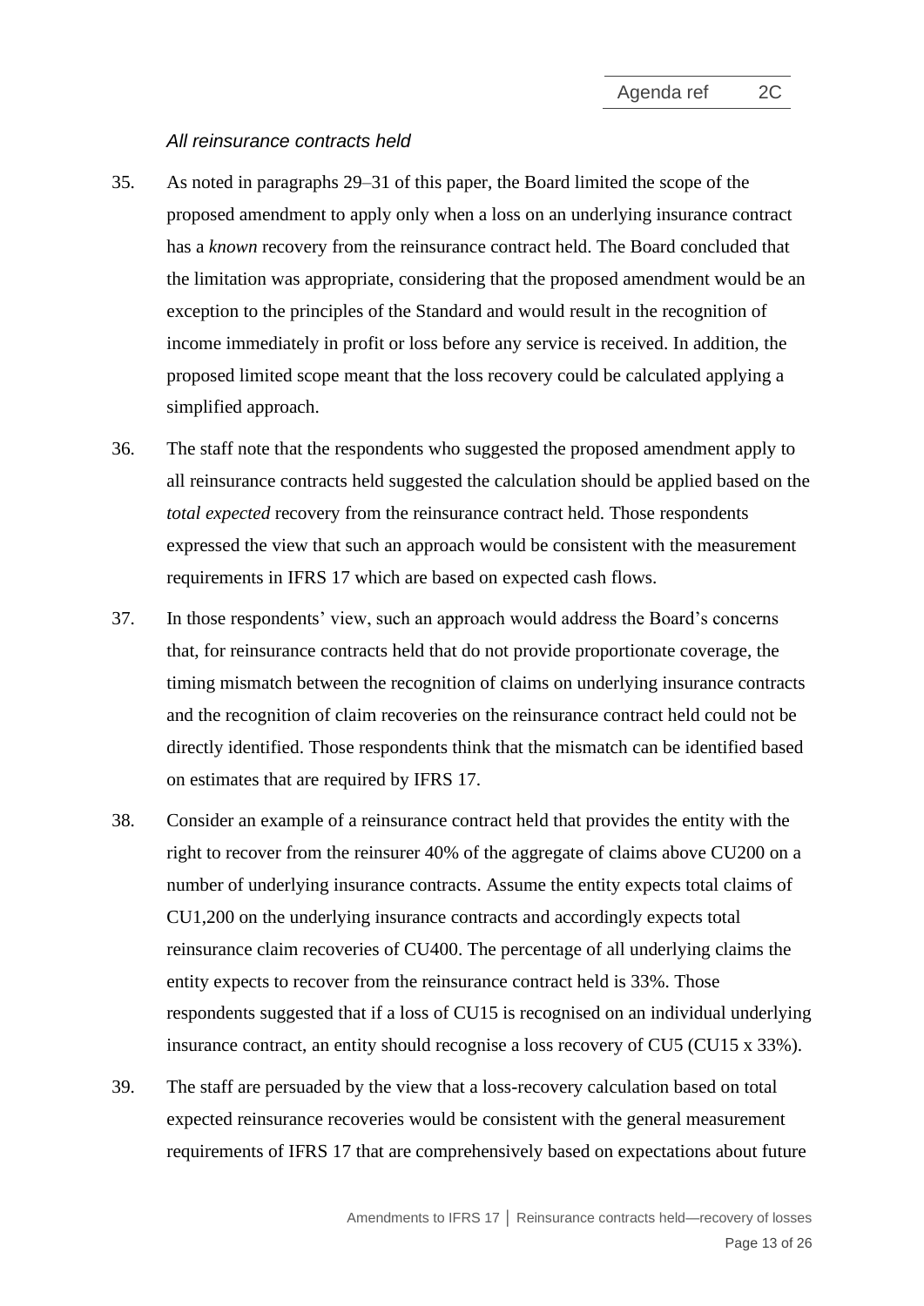*All reinsurance contracts held*

35. As noted in paragraphs 29–31 of this paper, the Board limited the scope of the proposed amendment to apply only when a loss on an underlying insurance contract has a *known* recovery from the reinsurance contract held. The Board concluded that the limitation was appropriate, considering that the proposed amendment would be an exception to the principles of the Standard and would result in the recognition of income immediately in profit or loss before any service is received. In addition, the proposed limited scope meant that the loss recovery could be calculated applying a simplified approach.

36. The staff note that the respondents who suggested the proposed amendment apply to all reinsurance contracts held suggested the calculation should be applied based on the *total expected* recovery from the reinsurance contract held. Those respondents expressed the view that such an approach would be consistent with the measurement requirements in IFRS 17 which are based on expected cash flows.

37. In those respondents' view, such an approach would address the Board's concerns that, for reinsurance contracts held that do not provide proportionate coverage, the timing mismatch between the recognition of claims on underlying insurance contracts and the recognition of claim recoveries on the reinsurance contract held could not be directly identified. Those respondents think that the mismatch can be identified based on estimates that are required by IFRS 17.

38. Consider an example of a reinsurance contract held that provides the entity with the right to recover from the reinsurer 40% of the aggregate of claims above CU200 on a number of underlying insurance contracts. Assume the entity expects total claims of CU1,200 on the underlying insurance contracts and accordingly expects total reinsurance claim recoveries of CU400. The percentage of all underlying claims the entity expects to recover from the reinsurance contract held is 33%. Those respondents suggested that if a loss of CU15 is recognised on an individual underlying insurance contract, an entity should recognise a loss recovery of CU5 (CU15 x 33%).

39. The staff are persuaded by the view that a loss-recovery calculation based on total expected reinsurance recoveries would be consistent with the general measurement requirements of IFRS 17 that are comprehensively based on expectations about future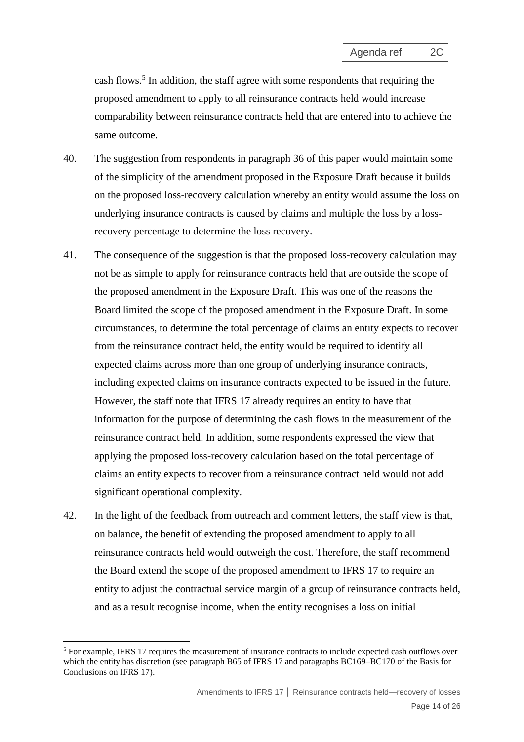cash flows.[5] In addition, the staff agree with some respondents that requiring the proposed amendment to apply to all reinsurance contracts held would increase comparability between reinsurance contracts held that are entered into to achieve the same outcome.

40. The suggestion from respondents in paragraph 36 of this paper would maintain some of the simplicity of the amendment proposed in the Exposure Draft because it builds on the proposed loss-recovery calculation whereby an entity would assume the loss on underlying insurance contracts is caused by claims and multiple the loss by a loss-recovery percentage to determine the loss recovery.

41. The consequence of the suggestion is that the proposed loss-recovery calculation may not be as simple to apply for reinsurance contracts held that are outside the scope of the proposed amendment in the Exposure Draft. This was one of the reasons the Board limited the scope of the proposed amendment in the Exposure Draft. In some circumstances, to determine the total percentage of claims an entity expects to recover from the reinsurance contract held, the entity would be required to identify all expected claims across more than one group of underlying insurance contracts, including expected claims on insurance contracts expected to be issued in the future. However, the staff note that IFRS 17 already requires an entity to have that information for the purpose of determining the cash flows in the measurement of the reinsurance contract held. In addition, some respondents expressed the view that applying the proposed loss-recovery calculation based on the total percentage of claims an entity expects to recover from a reinsurance contract held would not add significant operational complexity.

42. In the light of the feedback from outreach and comment letters, the staff view is that, on balance, the benefit of extending the proposed amendment to apply to all reinsurance contracts held would outweigh the cost. Therefore, the staff recommend the Board extend the scope of the proposed amendment to IFRS 17 to require an entity to adjust the contractual service margin of a group of reinsurance contracts held, and as a result recognise income, when the entity recognises a loss on initial

[5] For example, IFRS 17 requires the measurement of insurance contracts to include expected cash outflows over which the entity has discretion (see paragraph B65 of IFRS 17 and paragraphs BC169–BC170 of the Basis for Conclusions on IFRS 17).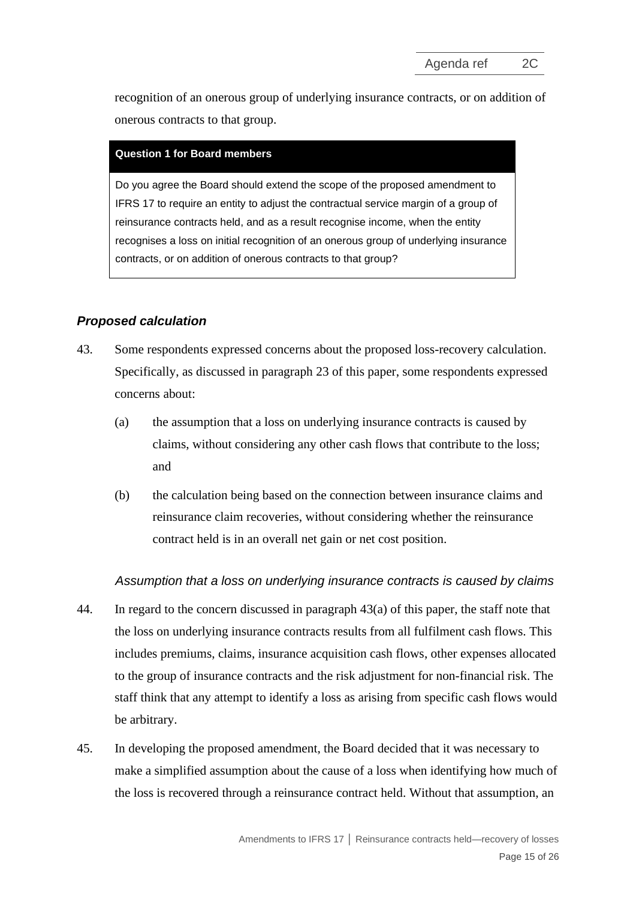recognition of an onerous group of underlying insurance contracts, or on addition of onerous contracts to that group.

| **Question 1 for Board members** |
| --- |
| Do you agree the Board should extend the scope of the proposed amendment to IFRS 17 to require an entity to adjust the contractual service margin of a group of reinsurance contracts held, and as a result recognise income, when the entity recognises a loss on initial recognition of an onerous group of underlying insurance contracts, or on addition of onerous contracts to that group? |

### *Proposed calculation*

43. Some respondents expressed concerns about the proposed loss-recovery calculation. Specifically, as discussed in paragraph 23 of this paper, some respondents expressed concerns about:

    (a) the assumption that a loss on underlying insurance contracts is caused by claims, without considering any other cash flows that contribute to the loss; and

    (b) the calculation being based on the connection between insurance claims and reinsurance claim recoveries, without considering whether the reinsurance contract held is in an overall net gain or net cost position.

#### *Assumption that a loss on underlying insurance contracts is caused by claims*

44. In regard to the concern discussed in paragraph 43(a) of this paper, the staff note that the loss on underlying insurance contracts results from all fulfilment cash flows. This includes premiums, claims, insurance acquisition cash flows, other expenses allocated to the group of insurance contracts and the risk adjustment for non-financial risk. The staff think that any attempt to identify a loss as arising from specific cash flows would be arbitrary.

45. In developing the proposed amendment, the Board decided that it was necessary to make a simplified assumption about the cause of a loss when identifying how much of the loss is recovered through a reinsurance contract held. Without that assumption, an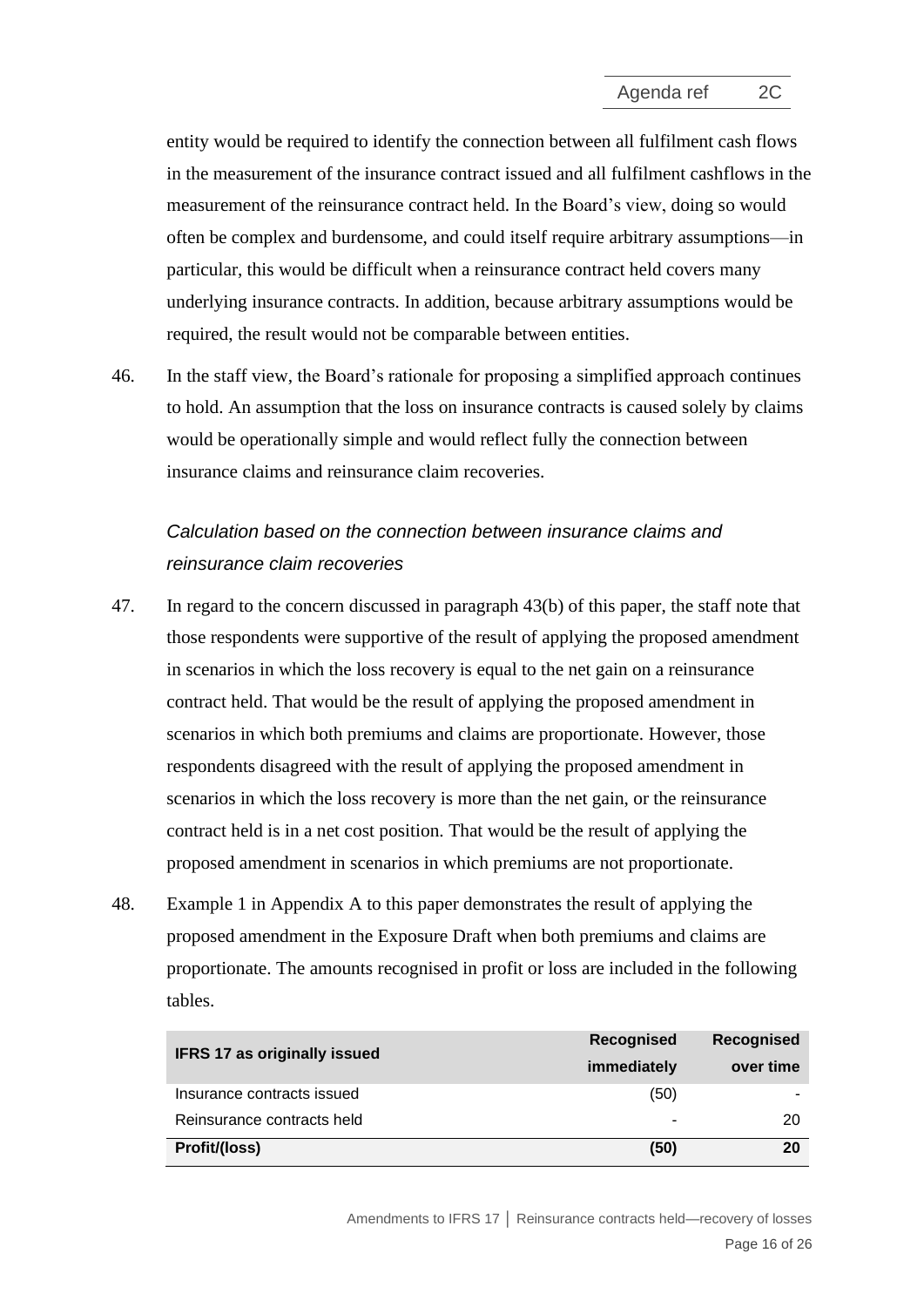entity would be required to identify the connection between all fulfilment cash flows in the measurement of the insurance contract issued and all fulfilment cashflows in the measurement of the reinsurance contract held. In the Board's view, doing so would often be complex and burdensome, and could itself require arbitrary assumptions—in particular, this would be difficult when a reinsurance contract held covers many underlying insurance contracts. In addition, because arbitrary assumptions would be required, the result would not be comparable between entities.

46. In the staff view, the Board's rationale for proposing a simplified approach continues to hold. An assumption that the loss on insurance contracts is caused solely by claims would be operationally simple and would reflect fully the connection between insurance claims and reinsurance claim recoveries.

*Calculation based on the connection between insurance claims and reinsurance claim recoveries*

47. In regard to the concern discussed in paragraph 43(b) of this paper, the staff note that those respondents were supportive of the result of applying the proposed amendment in scenarios in which the loss recovery is equal to the net gain on a reinsurance contract held. That would be the result of applying the proposed amendment in scenarios in which both premiums and claims are proportionate. However, those respondents disagreed with the result of applying the proposed amendment in scenarios in which the loss recovery is more than the net gain, or the reinsurance contract held is in a net cost position. That would be the result of applying the proposed amendment in scenarios in which premiums are not proportionate.

48. Example 1 in Appendix A to this paper demonstrates the result of applying the proposed amendment in the Exposure Draft when both premiums and claims are proportionate. The amounts recognised in profit or loss are included in the following tables.

| IFRS 17 as originally issued | Recognised immediately | Recognised over time |
|---|---|---|
| Insurance contracts issued | (50) | - |
| Reinsurance contracts held | - | 20 |
| **Profit/(loss)** | **(50)** | **20** |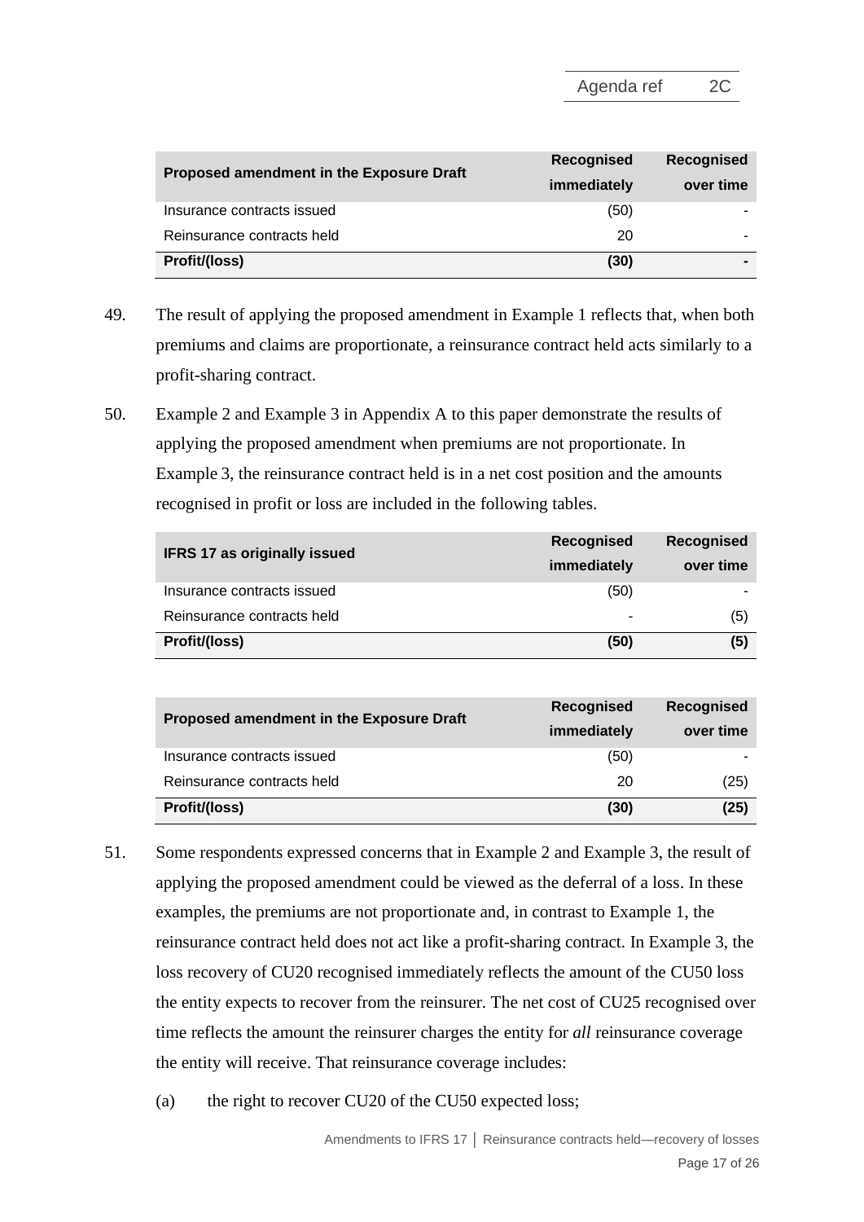| Proposed amendment in the Exposure Draft | Recognised immediately | Recognised over time |
|---|---:|---:|
| Insurance contracts issued | (50) | - |
| Reinsurance contracts held | 20 | - |
| **Profit/(loss)** | **(30)** | **-** |

49. The result of applying the proposed amendment in Example 1 reflects that, when both premiums and claims are proportionate, a reinsurance contract held acts similarly to a profit-sharing contract.

50. Example 2 and Example 3 in Appendix A to this paper demonstrate the results of applying the proposed amendment when premiums are not proportionate. In Example 3, the reinsurance contract held is in a net cost position and the amounts recognised in profit or loss are included in the following tables.

| IFRS 17 as originally issued | Recognised immediately | Recognised over time |
|---|---:|---:|
| Insurance contracts issued | (50) | - |
| Reinsurance contracts held | - | (5) |
| **Profit/(loss)** | **(50)** | **(5)** |

| Proposed amendment in the Exposure Draft | Recognised immediately | Recognised over time |
|---|---:|---:|
| Insurance contracts issued | (50) | - |
| Reinsurance contracts held | 20 | (25) |
| **Profit/(loss)** | **(30)** | **(25)** |

51. Some respondents expressed concerns that in Example 2 and Example 3, the result of applying the proposed amendment could be viewed as the deferral of a loss. In these examples, the premiums are not proportionate and, in contrast to Example 1, the reinsurance contract held does not act like a profit-sharing contract. In Example 3, the loss recovery of CU20 recognised immediately reflects the amount of the CU50 loss the entity expects to recover from the reinsurer. The net cost of CU25 recognised over time reflects the amount the reinsurer charges the entity for *all* reinsurance coverage the entity will receive. That reinsurance coverage includes:

    (a) the right to recover CU20 of the CU50 expected loss;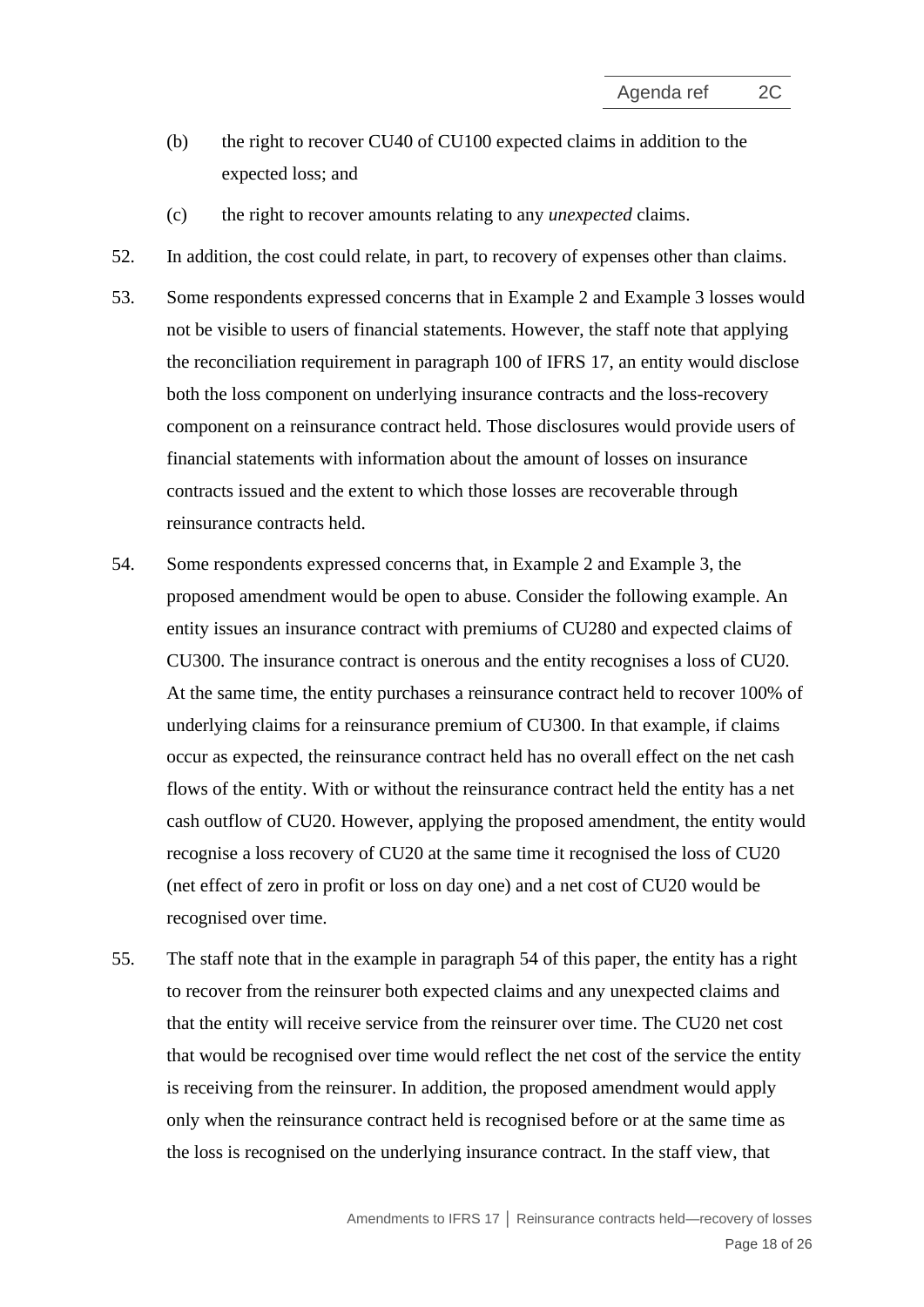(b) the right to recover CU40 of CU100 expected claims in addition to the expected loss; and

(c) the right to recover amounts relating to any *unexpected* claims.

52. In addition, the cost could relate, in part, to recovery of expenses other than claims.

53. Some respondents expressed concerns that in Example 2 and Example 3 losses would not be visible to users of financial statements. However, the staff note that applying the reconciliation requirement in paragraph 100 of IFRS 17, an entity would disclose both the loss component on underlying insurance contracts and the loss-recovery component on a reinsurance contract held. Those disclosures would provide users of financial statements with information about the amount of losses on insurance contracts issued and the extent to which those losses are recoverable through reinsurance contracts held.

54. Some respondents expressed concerns that, in Example 2 and Example 3, the proposed amendment would be open to abuse. Consider the following example. An entity issues an insurance contract with premiums of CU280 and expected claims of CU300. The insurance contract is onerous and the entity recognises a loss of CU20. At the same time, the entity purchases a reinsurance contract held to recover 100% of underlying claims for a reinsurance premium of CU300. In that example, if claims occur as expected, the reinsurance contract held has no overall effect on the net cash flows of the entity. With or without the reinsurance contract held the entity has a net cash outflow of CU20. However, applying the proposed amendment, the entity would recognise a loss recovery of CU20 at the same time it recognised the loss of CU20 (net effect of zero in profit or loss on day one) and a net cost of CU20 would be recognised over time.

55. The staff note that in the example in paragraph 54 of this paper, the entity has a right to recover from the reinsurer both expected claims and any unexpected claims and that the entity will receive service from the reinsurer over time. The CU20 net cost that would be recognised over time would reflect the net cost of the service the entity is receiving from the reinsurer. In addition, the proposed amendment would apply only when the reinsurance contract held is recognised before or at the same time as the loss is recognised on the underlying insurance contract. In the staff view, that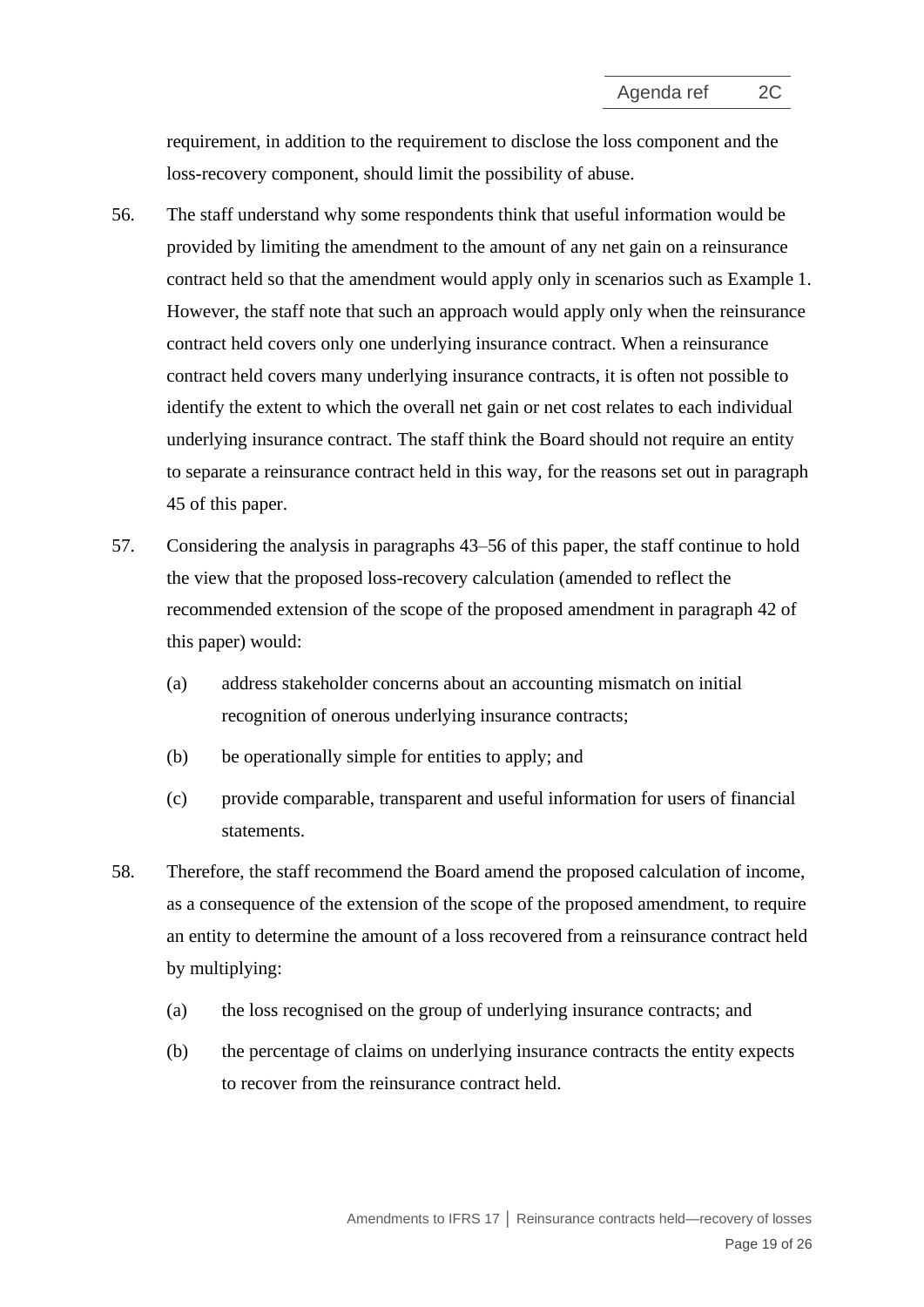requirement, in addition to the requirement to disclose the loss component and the loss-recovery component, should limit the possibility of abuse.

56. The staff understand why some respondents think that useful information would be provided by limiting the amendment to the amount of any net gain on a reinsurance contract held so that the amendment would apply only in scenarios such as Example 1. However, the staff note that such an approach would apply only when the reinsurance contract held covers only one underlying insurance contract. When a reinsurance contract held covers many underlying insurance contracts, it is often not possible to identify the extent to which the overall net gain or net cost relates to each individual underlying insurance contract. The staff think the Board should not require an entity to separate a reinsurance contract held in this way, for the reasons set out in paragraph 45 of this paper.

57. Considering the analysis in paragraphs 43–56 of this paper, the staff continue to hold the view that the proposed loss-recovery calculation (amended to reflect the recommended extension of the scope of the proposed amendment in paragraph 42 of this paper) would:

    (a) address stakeholder concerns about an accounting mismatch on initial recognition of onerous underlying insurance contracts;

    (b) be operationally simple for entities to apply; and

    (c) provide comparable, transparent and useful information for users of financial statements.

58. Therefore, the staff recommend the Board amend the proposed calculation of income, as a consequence of the extension of the scope of the proposed amendment, to require an entity to determine the amount of a loss recovered from a reinsurance contract held by multiplying:

    (a) the loss recognised on the group of underlying insurance contracts; and

    (b) the percentage of claims on underlying insurance contracts the entity expects to recover from the reinsurance contract held.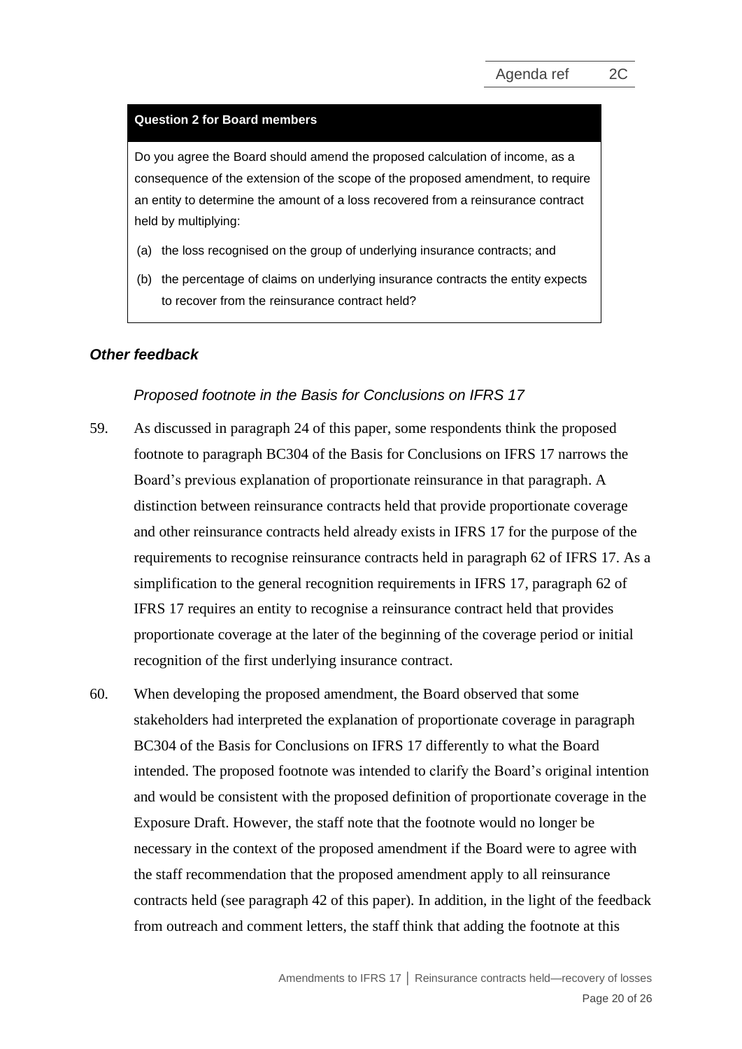**Question 2 for Board members**

Do you agree the Board should amend the proposed calculation of income, as a consequence of the extension of the scope of the proposed amendment, to require an entity to determine the amount of a loss recovered from a reinsurance contract held by multiplying:

(a) the loss recognised on the group of underlying insurance contracts; and

(b) the percentage of claims on underlying insurance contracts the entity expects to recover from the reinsurance contract held?

## *Other feedback*

### *Proposed footnote in the Basis for Conclusions on IFRS 17*

59. As discussed in paragraph 24 of this paper, some respondents think the proposed footnote to paragraph BC304 of the Basis for Conclusions on IFRS 17 narrows the Board's previous explanation of proportionate reinsurance in that paragraph. A distinction between reinsurance contracts held that provide proportionate coverage and other reinsurance contracts held already exists in IFRS 17 for the purpose of the requirements to recognise reinsurance contracts held in paragraph 62 of IFRS 17. As a simplification to the general recognition requirements in IFRS 17, paragraph 62 of IFRS 17 requires an entity to recognise a reinsurance contract held that provides proportionate coverage at the later of the beginning of the coverage period or initial recognition of the first underlying insurance contract.

60. When developing the proposed amendment, the Board observed that some stakeholders had interpreted the explanation of proportionate coverage in paragraph BC304 of the Basis for Conclusions on IFRS 17 differently to what the Board intended. The proposed footnote was intended to clarify the Board's original intention and would be consistent with the proposed definition of proportionate coverage in the Exposure Draft. However, the staff note that the footnote would no longer be necessary in the context of the proposed amendment if the Board were to agree with the staff recommendation that the proposed amendment apply to all reinsurance contracts held (see paragraph 42 of this paper). In addition, in the light of the feedback from outreach and comment letters, the staff think that adding the footnote at this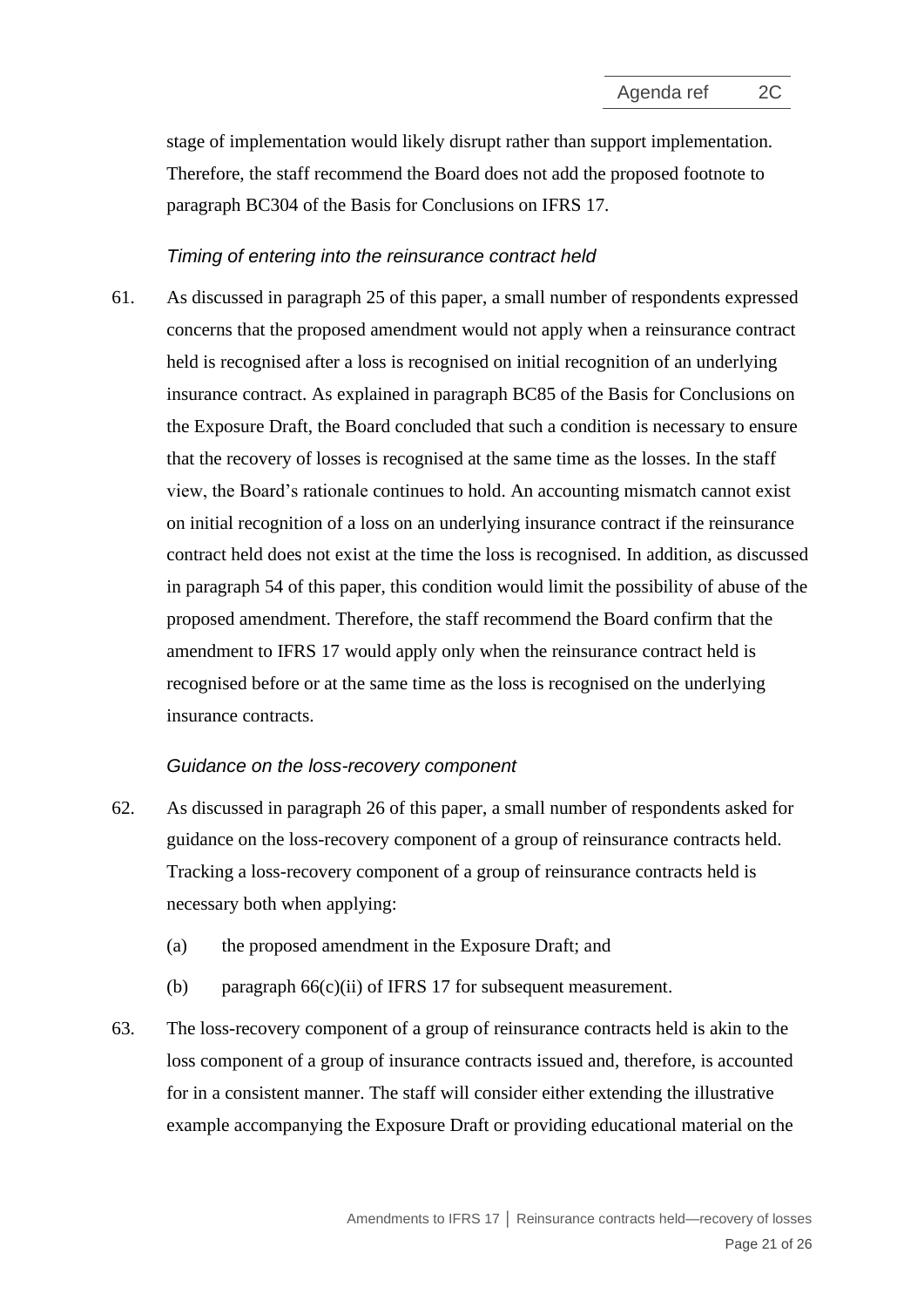stage of implementation would likely disrupt rather than support implementation. Therefore, the staff recommend the Board does not add the proposed footnote to paragraph BC304 of the Basis for Conclusions on IFRS 17.

*Timing of entering into the reinsurance contract held*

61. As discussed in paragraph 25 of this paper, a small number of respondents expressed concerns that the proposed amendment would not apply when a reinsurance contract held is recognised after a loss is recognised on initial recognition of an underlying insurance contract. As explained in paragraph BC85 of the Basis for Conclusions on the Exposure Draft, the Board concluded that such a condition is necessary to ensure that the recovery of losses is recognised at the same time as the losses. In the staff view, the Board's rationale continues to hold. An accounting mismatch cannot exist on initial recognition of a loss on an underlying insurance contract if the reinsurance contract held does not exist at the time the loss is recognised. In addition, as discussed in paragraph 54 of this paper, this condition would limit the possibility of abuse of the proposed amendment. Therefore, the staff recommend the Board confirm that the amendment to IFRS 17 would apply only when the reinsurance contract held is recognised before or at the same time as the loss is recognised on the underlying insurance contracts.

*Guidance on the loss-recovery component*

62. As discussed in paragraph 26 of this paper, a small number of respondents asked for guidance on the loss-recovery component of a group of reinsurance contracts held. Tracking a loss-recovery component of a group of reinsurance contracts held is necessary both when applying:

    (a) the proposed amendment in the Exposure Draft; and

    (b) paragraph 66(c)(ii) of IFRS 17 for subsequent measurement.

63. The loss-recovery component of a group of reinsurance contracts held is akin to the loss component of a group of insurance contracts issued and, therefore, is accounted for in a consistent manner. The staff will consider either extending the illustrative example accompanying the Exposure Draft or providing educational material on the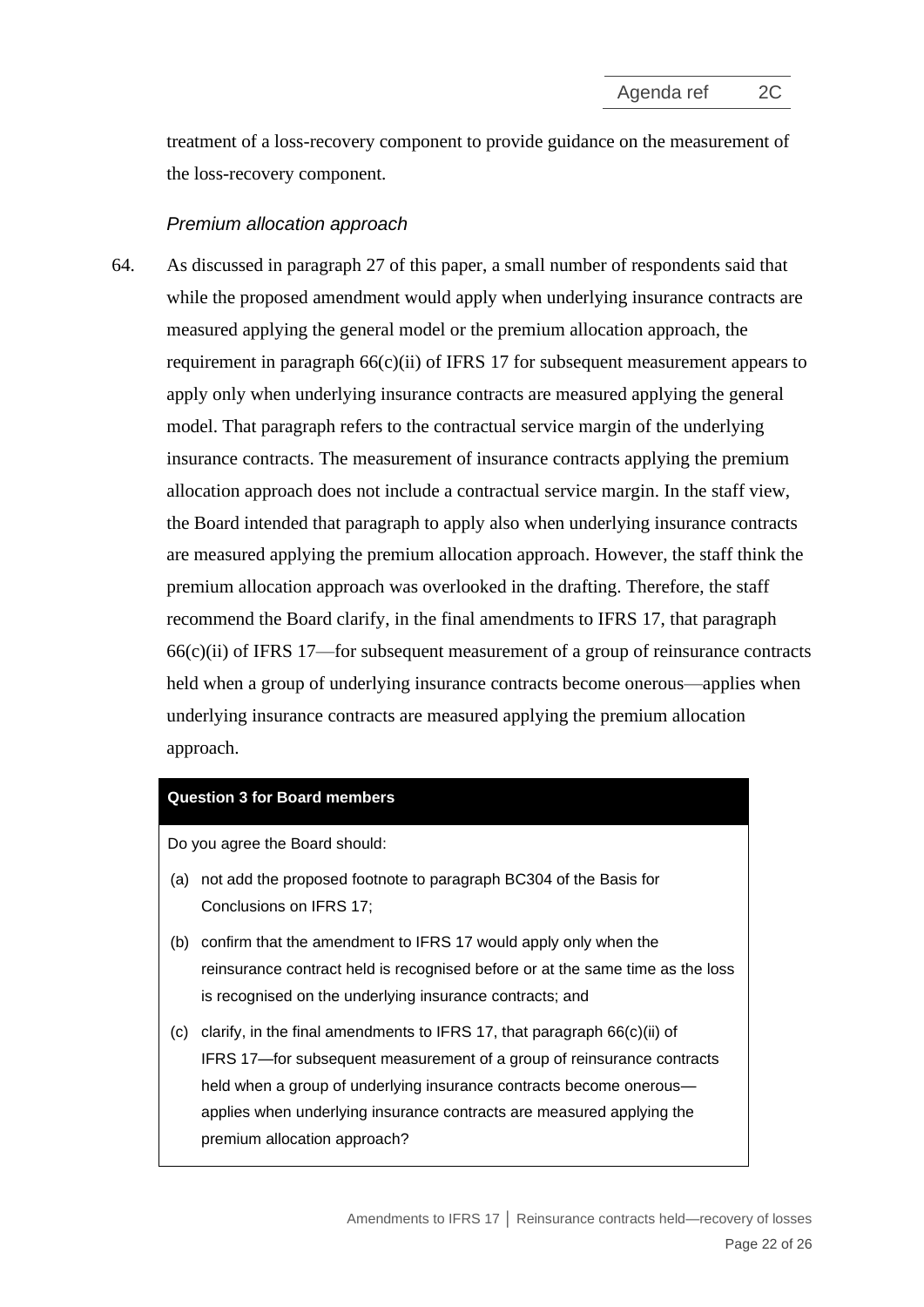treatment of a loss-recovery component to provide guidance on the measurement of the loss-recovery component.

*Premium allocation approach*

64. As discussed in paragraph 27 of this paper, a small number of respondents said that while the proposed amendment would apply when underlying insurance contracts are measured applying the general model or the premium allocation approach, the requirement in paragraph 66(c)(ii) of IFRS 17 for subsequent measurement appears to apply only when underlying insurance contracts are measured applying the general model. That paragraph refers to the contractual service margin of the underlying insurance contracts. The measurement of insurance contracts applying the premium allocation approach does not include a contractual service margin. In the staff view, the Board intended that paragraph to apply also when underlying insurance contracts are measured applying the premium allocation approach. However, the staff think the premium allocation approach was overlooked in the drafting. Therefore, the staff recommend the Board clarify, in the final amendments to IFRS 17, that paragraph 66(c)(ii) of IFRS 17—for subsequent measurement of a group of reinsurance contracts held when a group of underlying insurance contracts become onerous—applies when underlying insurance contracts are measured applying the premium allocation approach.

**Question 3 for Board members**

Do you agree the Board should:

(a) not add the proposed footnote to paragraph BC304 of the Basis for Conclusions on IFRS 17;

(b) confirm that the amendment to IFRS 17 would apply only when the reinsurance contract held is recognised before or at the same time as the loss is recognised on the underlying insurance contracts; and

(c) clarify, in the final amendments to IFRS 17, that paragraph 66(c)(ii) of IFRS 17—for subsequent measurement of a group of reinsurance contracts held when a group of underlying insurance contracts become onerous—applies when underlying insurance contracts are measured applying the premium allocation approach?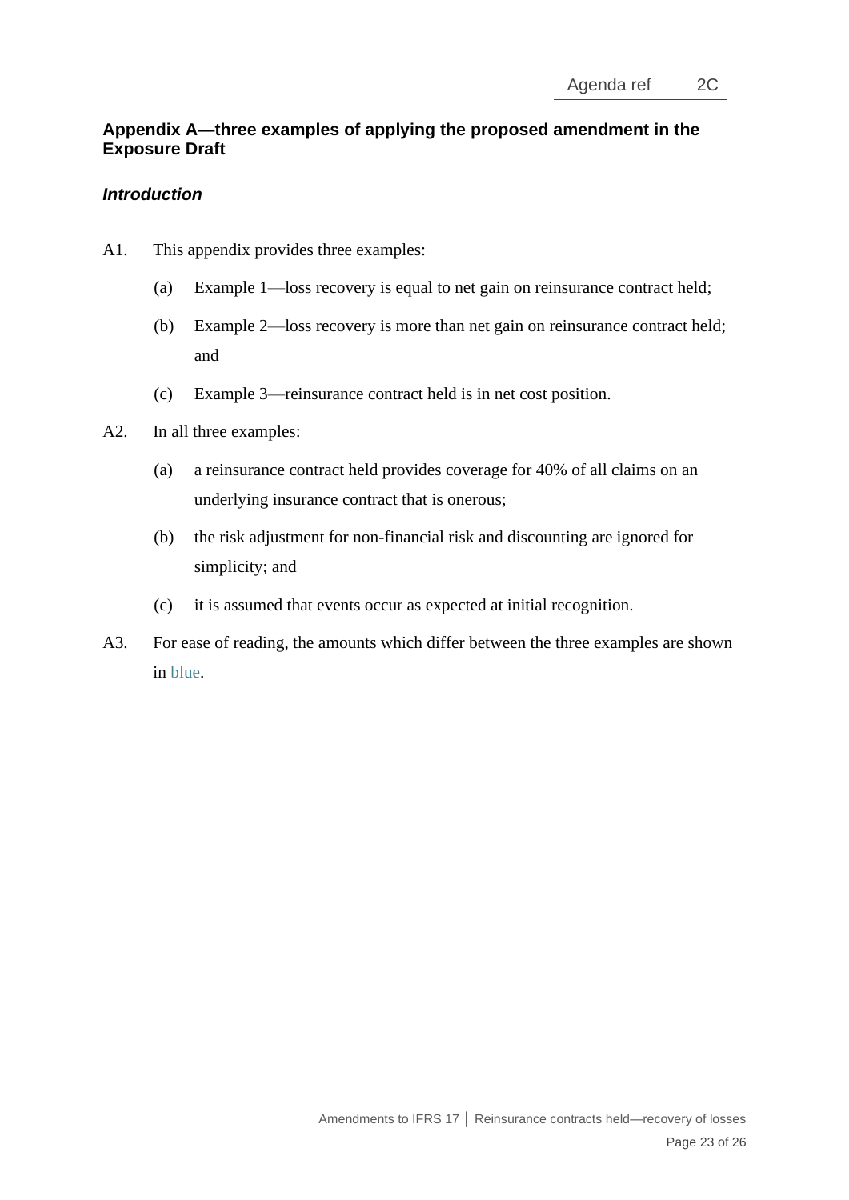## Appendix A—three examples of applying the proposed amendment in the Exposure Draft

### *Introduction*

A1. This appendix provides three examples:

- (a) Example 1—loss recovery is equal to net gain on reinsurance contract held;
- (b) Example 2—loss recovery is more than net gain on reinsurance contract held; and
- (c) Example 3—reinsurance contract held is in net cost position.

A2. In all three examples:

- (a) a reinsurance contract held provides coverage for 40% of all claims on an underlying insurance contract that is onerous;
- (b) the risk adjustment for non-financial risk and discounting are ignored for simplicity; and
- (c) it is assumed that events occur as expected at initial recognition.

A3. For ease of reading, the amounts which differ between the three examples are shown in blue.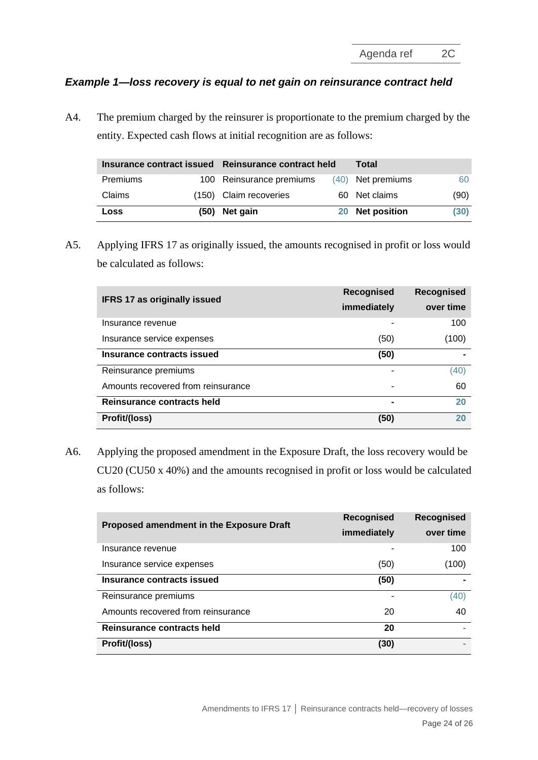### *Example 1—loss recovery is equal to net gain on reinsurance contract held*

A4. The premium charged by the reinsurer is proportionate to the premium charged by the entity. Expected cash flows at initial recognition are as follows:

| Insurance contract issued | | Reinsurance contract held | | Total | |
|---|---|---|---|---|---|
| Premiums | 100 | Reinsurance premiums | (40) | Net premiums | 60 |
| Claims | (150) | Claim recoveries | 60 | Net claims | (90) |
| **Loss** | **(50)** | **Net gain** | **20** | **Net position** | **(30)** |

A5. Applying IFRS 17 as originally issued, the amounts recognised in profit or loss would be calculated as follows:

| IFRS 17 as originally issued | Recognised immediately | Recognised over time |
|---|---|---|
| Insurance revenue | - | 100 |
| Insurance service expenses | (50) | (100) |
| **Insurance contracts issued** | **(50)** | **-** |
| Reinsurance premiums | - | (40) |
| Amounts recovered from reinsurance | - | 60 |
| **Reinsurance contracts held** | **-** | **20** |
| **Profit/(loss)** | **(50)** | **20** |

A6. Applying the proposed amendment in the Exposure Draft, the loss recovery would be CU20 (CU50 x 40%) and the amounts recognised in profit or loss would be calculated as follows:

| Proposed amendment in the Exposure Draft | Recognised immediately | Recognised over time |
|---|---|---|
| Insurance revenue | - | 100 |
| Insurance service expenses | (50) | (100) |
| **Insurance contracts issued** | **(50)** | **-** |
| Reinsurance premiums | - | (40) |
| Amounts recovered from reinsurance | 20 | 40 |
| **Reinsurance contracts held** | **20** | **-** |
| **Profit/(loss)** | **(30)** | **-** |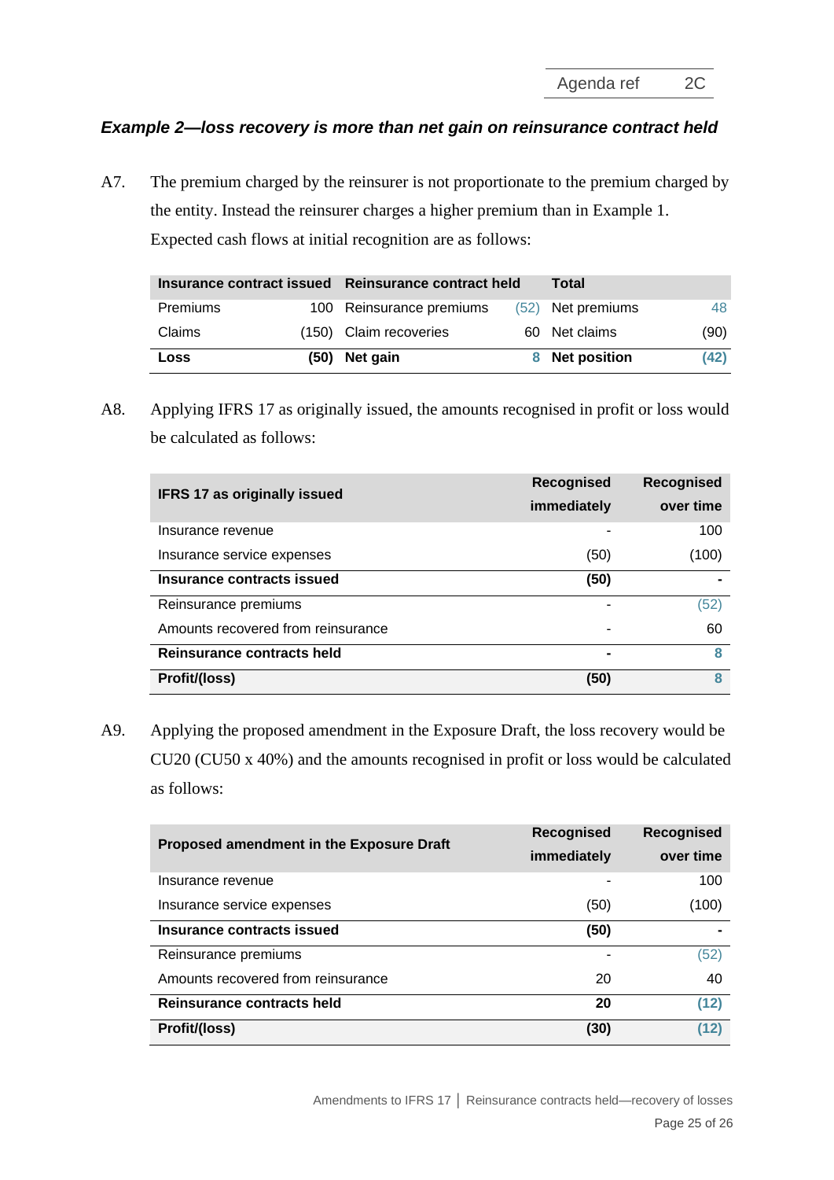### *Example 2—loss recovery is more than net gain on reinsurance contract held*

A7. The premium charged by the reinsurer is not proportionate to the premium charged by the entity. Instead the reinsurer charges a higher premium than in Example 1. Expected cash flows at initial recognition are as follows:

| Insurance contract issued | | Reinsurance contract held | | Total | |
|---|---|---|---|---|---|
| Premiums | 100 | Reinsurance premiums | (52) | Net premiums | 48 |
| Claims | (150) | Claim recoveries | 60 | Net claims | (90) |
| **Loss** | **(50)** | **Net gain** | **8** | **Net position** | **(42)** |

A8. Applying IFRS 17 as originally issued, the amounts recognised in profit or loss would be calculated as follows:

| IFRS 17 as originally issued | Recognised immediately | Recognised over time |
|---|---|---|
| Insurance revenue | - | 100 |
| Insurance service expenses | (50) | (100) |
| **Insurance contracts issued** | **(50)** | **-** |
| Reinsurance premiums | - | (52) |
| Amounts recovered from reinsurance | - | 60 |
| **Reinsurance contracts held** | **-** | **8** |
| **Profit/(loss)** | **(50)** | **8** |

A9. Applying the proposed amendment in the Exposure Draft, the loss recovery would be CU20 (CU50 x 40%) and the amounts recognised in profit or loss would be calculated as follows:

| Proposed amendment in the Exposure Draft | Recognised immediately | Recognised over time |
|---|---|---|
| Insurance revenue | - | 100 |
| Insurance service expenses | (50) | (100) |
| **Insurance contracts issued** | **(50)** | **-** |
| Reinsurance premiums | - | (52) |
| Amounts recovered from reinsurance | 20 | 40 |
| **Reinsurance contracts held** | **20** | **(12)** |
| **Profit/(loss)** | **(30)** | **(12)** |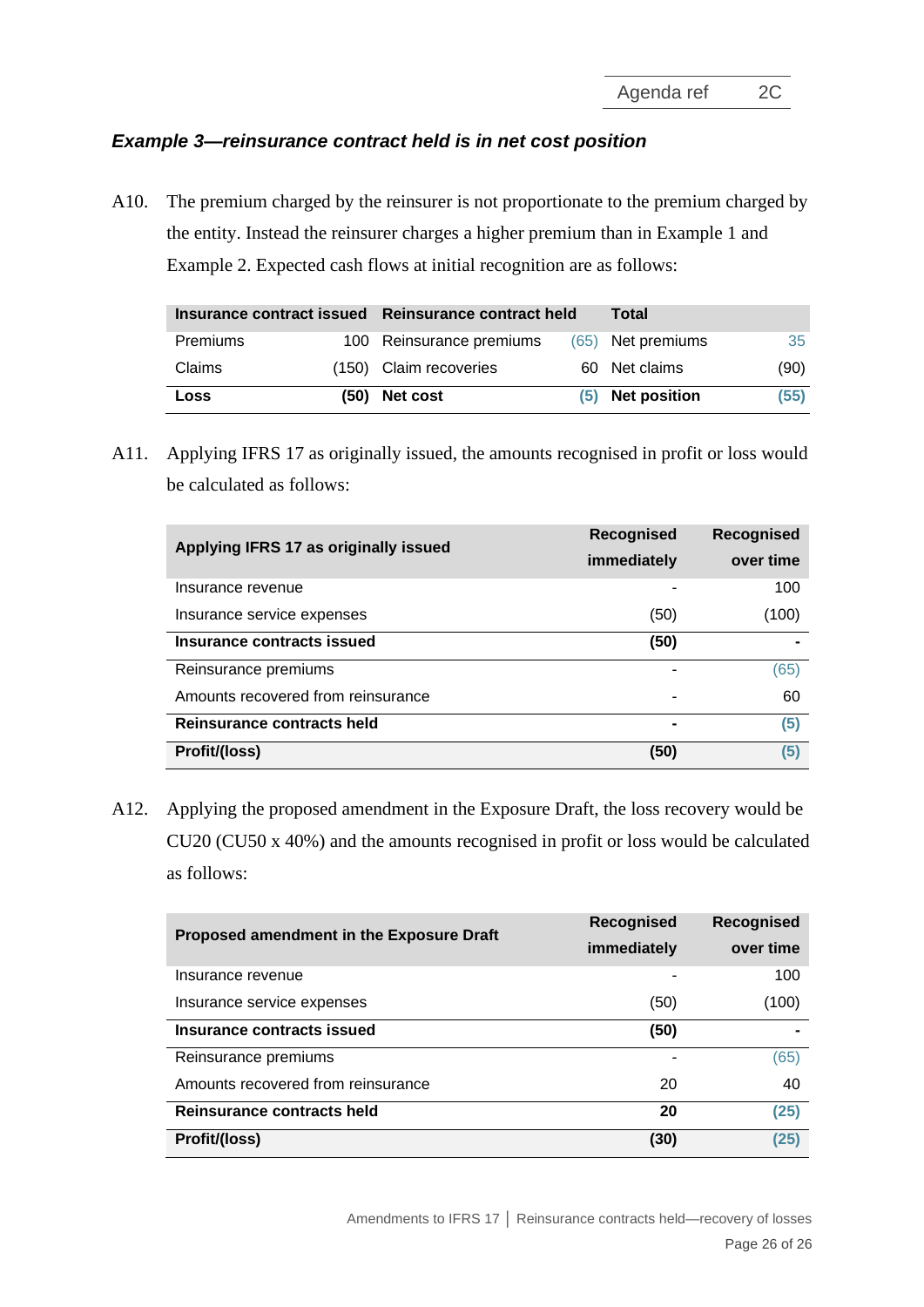### *Example 3—reinsurance contract held is in net cost position*

A10. The premium charged by the reinsurer is not proportionate to the premium charged by the entity. Instead the reinsurer charges a higher premium than in Example 1 and Example 2. Expected cash flows at initial recognition are as follows:

| Insurance contract issued | | Reinsurance contract held | | Total | |
|---|---|---|---|---|---|
| Premiums | 100 | Reinsurance premiums | (65) | Net premiums | 35 |
| Claims | (150) | Claim recoveries | 60 | Net claims | (90) |
| **Loss** | **(50)** | **Net cost** | **(5)** | **Net position** | **(55)** |

A11. Applying IFRS 17 as originally issued, the amounts recognised in profit or loss would be calculated as follows:

| Applying IFRS 17 as originally issued | Recognised immediately | Recognised over time |
|---|---|---|
| Insurance revenue | - | 100 |
| Insurance service expenses | (50) | (100) |
| **Insurance contracts issued** | **(50)** | **-** |
| Reinsurance premiums | - | (65) |
| Amounts recovered from reinsurance | - | 60 |
| **Reinsurance contracts held** | **-** | **(5)** |
| **Profit/(loss)** | **(50)** | **(5)** |

A12. Applying the proposed amendment in the Exposure Draft, the loss recovery would be CU20 (CU50 x 40%) and the amounts recognised in profit or loss would be calculated as follows:

| Proposed amendment in the Exposure Draft | Recognised immediately | Recognised over time |
|---|---|---|
| Insurance revenue | - | 100 |
| Insurance service expenses | (50) | (100) |
| **Insurance contracts issued** | **(50)** | **-** |
| Reinsurance premiums | - | (65) |
| Amounts recovered from reinsurance | 20 | 40 |
| **Reinsurance contracts held** | **20** | **(25)** |
| **Profit/(loss)** | **(30)** | **(25)** |